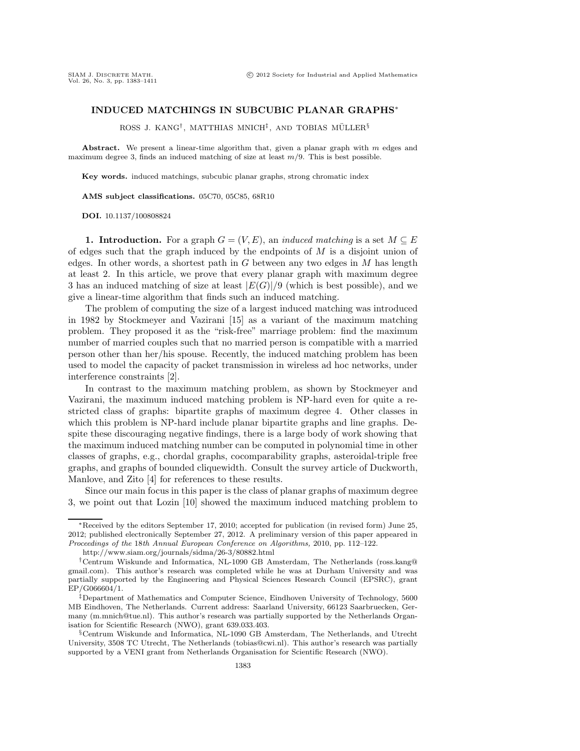# INDUCED MATCHINGS IN SUBCUBIC PLANAR GRAPHS*

ROSS J. KANG[†], MATTHIAS MNICH[‡], AND TOBIAS MÜLLER[§]

**Abstract.** We present a linear-time algorithm that, given a planar graph with $m$ edges and maximum degree 3, finds an induced matching of size at least $m/9$. This is best possible.

**Key words.** induced matchings, subcubic planar graphs, strong chromatic index

**AMS subject classifications.** 05C70, 05C85, 68R10

**DOI.** 10.1137/100808824

**1. Introduction.** For a graph $G = (V, E)$, an *induced matching* is a set $M \subseteq E$ of edges such that the graph induced by the endpoints of $M$ is a disjoint union of edges. In other words, a shortest path in $G$ between any two edges in $M$ has length at least 2. In this article, we prove that every planar graph with maximum degree 3 has an induced matching of size at least $|E(G)|/9$ (which is best possible), and we give a linear-time algorithm that finds such an induced matching.

The problem of computing the size of a largest induced matching was introduced in 1982 by Stockmeyer and Vazirani [15] as a variant of the maximum matching problem. They proposed it as the "risk-free" marriage problem: find the maximum number of married couples such that no married person is compatible with a married person other than her/his spouse. Recently, the induced matching problem has been used to model the capacity of packet transmission in wireless ad hoc networks, under interference constraints [2].

In contrast to the maximum matching problem, as shown by Stockmeyer and Vazirani, the maximum induced matching problem is NP-hard even for quite a restricted class of graphs: bipartite graphs of maximum degree 4. Other classes in which this problem is NP-hard include planar bipartite graphs and line graphs. Despite these discouraging negative findings, there is a large body of work showing that the maximum induced matching number can be computed in polynomial time in other classes of graphs, e.g., chordal graphs, cocomparability graphs, asteroidal-triple free graphs, and graphs of bounded cliquewidth. Consult the survey article of Duckworth, Manlove, and Zito [4] for references to these results.

Since our main focus in this paper is the class of planar graphs of maximum degree 3, we point out that Lozin [10] showed the maximum induced matching problem to

---

*Received by the editors September 17, 2010; accepted for publication (in revised form) June 25, 2012; published electronically September 27, 2012. A preliminary version of this paper appeared in *Proceedings of the* 18*th Annual European Conference on Algorithms,* 2010, pp. 112–122.

http://www.siam.org/journals/sidma/26-3/80882.html

[†]Centrum Wiskunde and Informatica, NL-1090 GB Amsterdam, The Netherlands (ross.kang@gmail.com). This author's research was completed while he was at Durham University and was partially supported by the Engineering and Physical Sciences Research Council (EPSRC), grant EP/G066604/1.

[‡]Department of Mathematics and Computer Science, Eindhoven University of Technology, 5600 MB Eindhoven, The Netherlands. Current address: Saarland University, 66123 Saarbruecken, Germany (m.mnich@tue.nl). This author's research was partially supported by the Netherlands Organisation for Scientific Research (NWO), grant 639.033.403.

[§]Centrum Wiskunde and Informatica, NL-1090 GB Amsterdam, The Netherlands, and Utrecht University, 3508 TC Utrecht, The Netherlands (tobias@cwi.nl). This author's research was partially supported by a VENI grant from Netherlands Organisation for Scientific Research (NWO).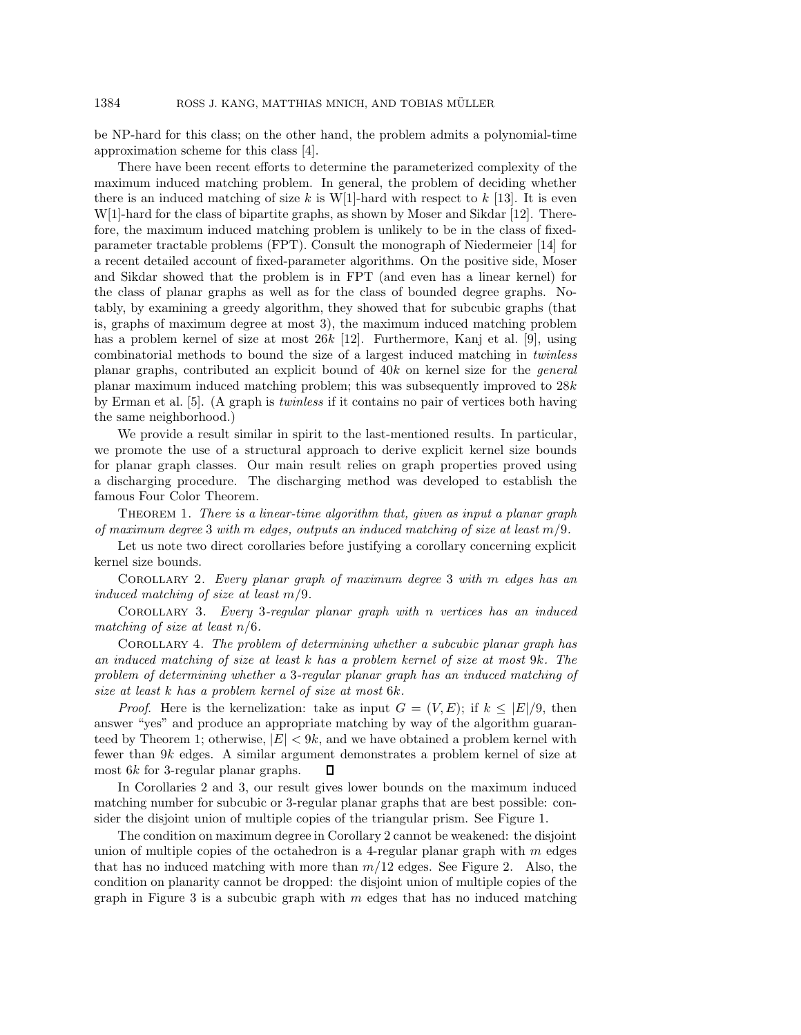be NP-hard for this class; on the other hand, the problem admits a polynomial-time approximation scheme for this class [4].

There have been recent efforts to determine the parameterized complexity of the maximum induced matching problem. In general, the problem of deciding whether there is an induced matching of size $k$ is W[1]-hard with respect to $k$ [13]. It is even W[1]-hard for the class of bipartite graphs, as shown by Moser and Sikdar [12]. Therefore, the maximum induced matching problem is unlikely to be in the class of fixed-parameter tractable problems (FPT). Consult the monograph of Niedermeier [14] for a recent detailed account of fixed-parameter algorithms. On the positive side, Moser and Sikdar showed that the problem is in FPT (and even has a linear kernel) for the class of planar graphs as well as for the class of bounded degree graphs. Notably, by examining a greedy algorithm, they showed that for subcubic graphs (that is, graphs of maximum degree at most 3), the maximum induced matching problem has a problem kernel of size at most $26k$ [12]. Furthermore, Kanj et al. [9], using combinatorial methods to bound the size of a largest induced matching in *twinless* planar graphs, contributed an explicit bound of $40k$ on kernel size for the *general* planar maximum induced matching problem; this was subsequently improved to $28k$ by Erman et al. [5]. (A graph is *twinless* if it contains no pair of vertices both having the same neighborhood.)

We provide a result similar in spirit to the last-mentioned results. In particular, we promote the use of a structural approach to derive explicit kernel size bounds for planar graph classes. Our main result relies on graph properties proved using a discharging procedure. The discharging method was developed to establish the famous Four Color Theorem.

THEOREM 1. *There is a linear-time algorithm that, given as input a planar graph of maximum degree* 3 *with* $m$ *edges, outputs an induced matching of size at least* $m/9$.

Let us note two direct corollaries before justifying a corollary concerning explicit kernel size bounds.

COROLLARY 2. *Every planar graph of maximum degree* 3 *with* $m$ *edges has an induced matching of size at least* $m/9$.

COROLLARY 3. *Every* 3*-regular planar graph with* $n$ *vertices has an induced matching of size at least* $n/6$.

COROLLARY 4. *The problem of determining whether a subcubic planar graph has an induced matching of size at least* $k$ *has a problem kernel of size at most* $9k$. *The problem of determining whether a* 3*-regular planar graph has an induced matching of size at least* $k$ *has a problem kernel of size at most* $6k$.

*Proof.* Here is the kernelization: take as input $G = (V, E)$; if $k \leq |E|/9$, then answer "yes" and produce an appropriate matching by way of the algorithm guaranteed by Theorem 1; otherwise, $|E| < 9k$, and we have obtained a problem kernel with fewer than $9k$ edges. A similar argument demonstrates a problem kernel of size at most $6k$ for 3-regular planar graphs. $\square$

In Corollaries 2 and 3, our result gives lower bounds on the maximum induced matching number for subcubic or 3-regular planar graphs that are best possible: consider the disjoint union of multiple copies of the triangular prism. See Figure 1.

The condition on maximum degree in Corollary 2 cannot be weakened: the disjoint union of multiple copies of the octahedron is a 4-regular planar graph with $m$ edges that has no induced matching with more than $m/12$ edges. See Figure 2. Also, the condition on planarity cannot be dropped: the disjoint union of multiple copies of the graph in Figure 3 is a subcubic graph with $m$ edges that has no induced matching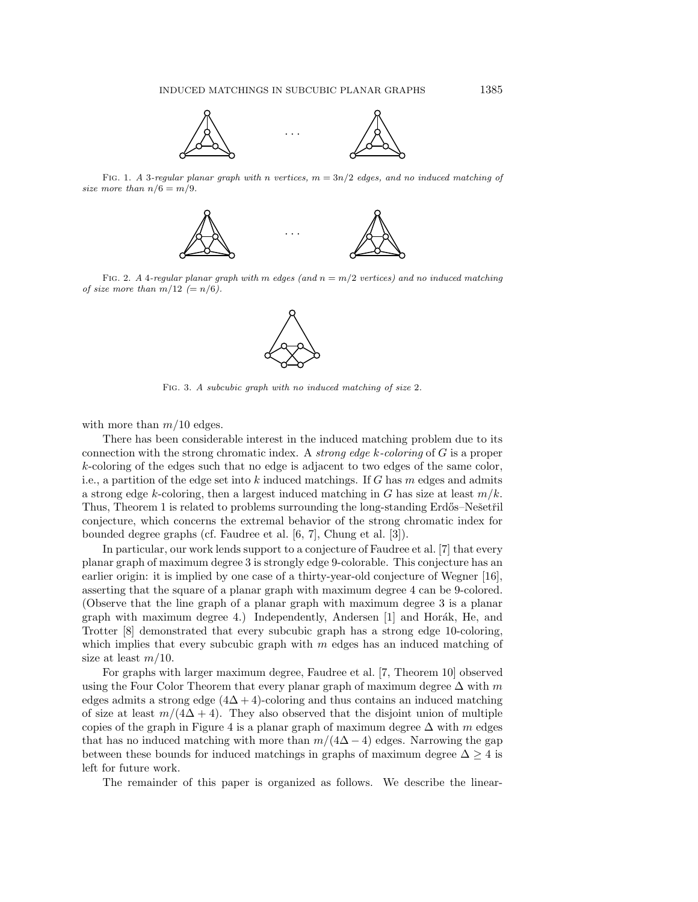FIG. 1. *A 3-regular planar graph with n vertices, $m = 3n/2$ edges, and no induced matching of size more than $n/6 = m/9$.*

FIG. 2. *A 4-regular planar graph with m edges (and $n = m/2$ vertices) and no induced matching of size more than $m/12$ $(= n/6)$.*

FIG. 3. *A subcubic graph with no induced matching of size* 2.

with more than $m/10$ edges.

There has been considerable interest in the induced matching problem due to its connection with the strong chromatic index. A *strong edge k-coloring* of $G$ is a proper $k$-coloring of the edges such that no edge is adjacent to two edges of the same color, i.e., a partition of the edge set into $k$ induced matchings. If $G$ has $m$ edges and admits a strong edge $k$-coloring, then a largest induced matching in $G$ has size at least $m/k$. Thus, Theorem 1 is related to problems surrounding the long-standing Erdős–Nešetřil conjecture, which concerns the extremal behavior of the strong chromatic index for bounded degree graphs (cf. Faudree et al. [6, 7], Chung et al. [3]).

In particular, our work lends support to a conjecture of Faudree et al. [7] that every planar graph of maximum degree 3 is strongly edge 9-colorable. This conjecture has an earlier origin: it is implied by one case of a thirty-year-old conjecture of Wegner [16], asserting that the square of a planar graph with maximum degree 4 can be 9-colored. (Observe that the line graph of a planar graph with maximum degree 3 is a planar graph with maximum degree 4.) Independently, Andersen [1] and Horák, He, and Trotter [8] demonstrated that every subcubic graph has a strong edge 10-coloring, which implies that every subcubic graph with $m$ edges has an induced matching of size at least $m/10$.

For graphs with larger maximum degree, Faudree et al. [7, Theorem 10] observed using the Four Color Theorem that every planar graph of maximum degree $\Delta$ with $m$ edges admits a strong edge $(4\Delta + 4)$-coloring and thus contains an induced matching of size at least $m/(4\Delta + 4)$. They also observed that the disjoint union of multiple copies of the graph in Figure 4 is a planar graph of maximum degree $\Delta$ with $m$ edges that has no induced matching with more than $m/(4\Delta - 4)$ edges. Narrowing the gap between these bounds for induced matchings in graphs of maximum degree $\Delta \geq 4$ is left for future work.

The remainder of this paper is organized as follows. We describe the linear-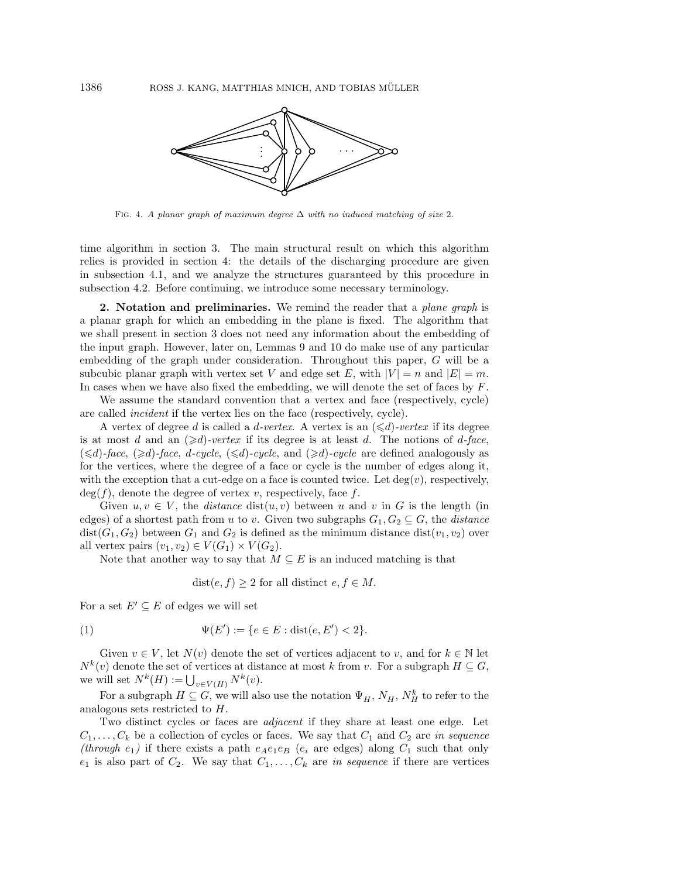FIG. 4. *A planar graph of maximum degree* $\Delta$ *with no induced matching of size* 2.

time algorithm in section 3. The main structural result on which this algorithm relies is provided in section 4: the details of the discharging procedure are given in subsection 4.1, and we analyze the structures guaranteed by this procedure in subsection 4.2. Before continuing, we introduce some necessary terminology.

## 2. Notation and preliminaries.

We remind the reader that a *plane graph* is a planar graph for which an embedding in the plane is fixed. The algorithm that we shall present in section 3 does not need any information about the embedding of the input graph. However, later on, Lemmas 9 and 10 do make use of any particular embedding of the graph under consideration. Throughout this paper, $G$ will be a subcubic planar graph with vertex set $V$ and edge set $E$, with $|V| = n$ and $|E| = m$. In cases when we have also fixed the embedding, we will denote the set of faces by $F$.

We assume the standard convention that a vertex and face (respectively, cycle) are called *incident* if the vertex lies on the face (respectively, cycle).

A vertex of degree $d$ is called a *$d$-vertex*. A vertex is an *$(\leqslant d)$-vertex* if its degree is at most $d$ and an *$(\geqslant d)$-vertex* if its degree is at least $d$. The notions of *$d$-face*, *$(\leqslant d)$-face*, *$(\geqslant d)$-face*, *$d$-cycle*, *$(\leqslant d)$-cycle*, and *$(\geqslant d)$-cycle* are defined analogously as for the vertices, where the degree of a face or cycle is the number of edges along it, with the exception that a cut-edge on a face is counted twice. Let $\deg(v)$, respectively, $\deg(f)$, denote the degree of vertex $v$, respectively, face $f$.

Given $u, v \in V$, the *distance* $\mathrm{dist}(u, v)$ between $u$ and $v$ in $G$ is the length (in edges) of a shortest path from $u$ to $v$. Given two subgraphs $G_1, G_2 \subseteq G$, the *distance* $\mathrm{dist}(G_1, G_2)$ between $G_1$ and $G_2$ is defined as the minimum distance $\mathrm{dist}(v_1, v_2)$ over all vertex pairs $(v_1, v_2) \in V(G_1) \times V(G_2)$.

Note that another way to say that $M \subseteq E$ is an induced matching is that

$$\mathrm{dist}(e, f) \geq 2 \text{ for all distinct } e, f \in M.$$

For a set $E' \subseteq E$ of edges we will set

$$\Psi(E') := \{e \in E : \mathrm{dist}(e, E') < 2\}. \tag{1}$$

Given $v \in V$, let $N(v)$ denote the set of vertices adjacent to $v$, and for $k \in \mathbb{N}$ let $N^k(v)$ denote the set of vertices at distance at most $k$ from $v$. For a subgraph $H \subseteq G$, we will set $N^k(H) := \bigcup_{v \in V(H)} N^k(v)$.

For a subgraph $H \subseteq G$, we will also use the notation $\Psi_H$, $N_H$, $N_H^k$ to refer to the analogous sets restricted to $H$.

Two distinct cycles or faces are *adjacent* if they share at least one edge. Let $C_1, \ldots, C_k$ be a collection of cycles or faces. We say that $C_1$ and $C_2$ are *in sequence (through $e_1$)* if there exists a path $e_A e_1 e_B$ ($e_i$ are edges) along $C_1$ such that only $e_1$ is also part of $C_2$. We say that $C_1, \ldots, C_k$ are *in sequence* if there are vertices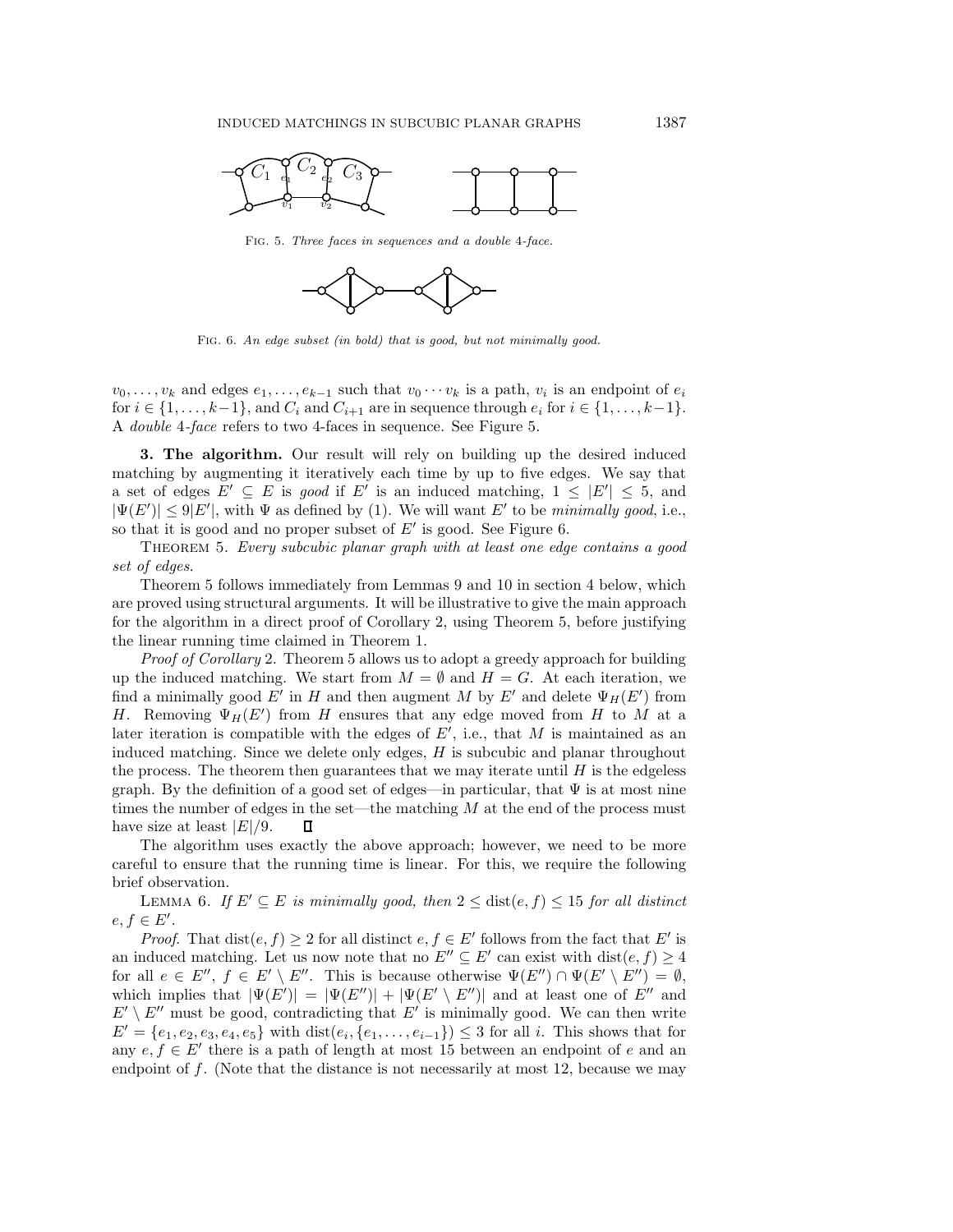Fig. 5. *Three faces in sequences and a double 4-face.*

Fig. 6. *An edge subset (in bold) that is good, but not minimally good.*

$v_0, \ldots, v_k$ and edges $e_1, \ldots, e_{k-1}$ such that $v_0 \cdots v_k$ is a path, $v_i$ is an endpoint of $e_i$ for $i \in \{1, \ldots, k-1\}$, and $C_i$ and $C_{i+1}$ are in sequence through $e_i$ for $i \in \{1, \ldots, k-1\}$. A *double* 4*-face* refers to two 4-faces in sequence. See Figure 5.

## 3. The algorithm.

Our result will rely on building up the desired induced matching by augmenting it iteratively each time by up to five edges. We say that a set of edges $E' \subseteq E$ is *good* if $E'$ is an induced matching, $1 \leq |E'| \leq 5$, and $|\Psi(E')| \leq 9|E'|$, with $\Psi$ as defined by (1). We will want $E'$ to be *minimally good*, i.e., so that it is good and no proper subset of $E'$ is good. See Figure 6.

Theorem 5. *Every subcubic planar graph with at least one edge contains a good set of edges.*

Theorem 5 follows immediately from Lemmas 9 and 10 in section 4 below, which are proved using structural arguments. It will be illustrative to give the main approach for the algorithm in a direct proof of Corollary 2, using Theorem 5, before justifying the linear running time claimed in Theorem 1.

*Proof of Corollary* 2. Theorem 5 allows us to adopt a greedy approach for building up the induced matching. We start from $M = \emptyset$ and $H = G$. At each iteration, we find a minimally good $E'$ in $H$ and then augment $M$ by $E'$ and delete $\Psi_H(E')$ from $H$. Removing $\Psi_H(E')$ from $H$ ensures that any edge moved from $H$ to $M$ at a later iteration is compatible with the edges of $E'$, i.e., that $M$ is maintained as an induced matching. Since we delete only edges, $H$ is subcubic and planar throughout the process. The theorem then guarantees that we may iterate until $H$ is the edgeless graph. By the definition of a good set of edges—in particular, that $\Psi$ is at most nine times the number of edges in the set—the matching $M$ at the end of the process must have size at least $|E|/9$. ∎

The algorithm uses exactly the above approach; however, we need to be more careful to ensure that the running time is linear. For this, we require the following brief observation.

Lemma 6. *If $E' \subseteq E$ is minimally good, then $2 \leq \text{dist}(e, f) \leq 15$ for all distinct $e, f \in E'$.*

*Proof.* That $\text{dist}(e, f) \geq 2$ for all distinct $e, f \in E'$ follows from the fact that $E'$ is an induced matching. Let us now note that no $E'' \subseteq E'$ can exist with $\text{dist}(e, f) \geq 4$ for all $e \in E''$, $f \in E' \setminus E''$. This is because otherwise $\Psi(E'') \cap \Psi(E' \setminus E'') = \emptyset$, which implies that $|\Psi(E')| = |\Psi(E'')| + |\Psi(E' \setminus E'')|$ and at least one of $E''$ and $E' \setminus E''$ must be good, contradicting that $E'$ is minimally good. We can then write $E' = \{e_1, e_2, e_3, e_4, e_5\}$ with $\text{dist}(e_i, \{e_1, \ldots, e_{i-1}\}) \leq 3$ for all $i$. This shows that for any $e, f \in E'$ there is a path of length at most 15 between an endpoint of $e$ and an endpoint of $f$. (Note that the distance is not necessarily at most 12, because we may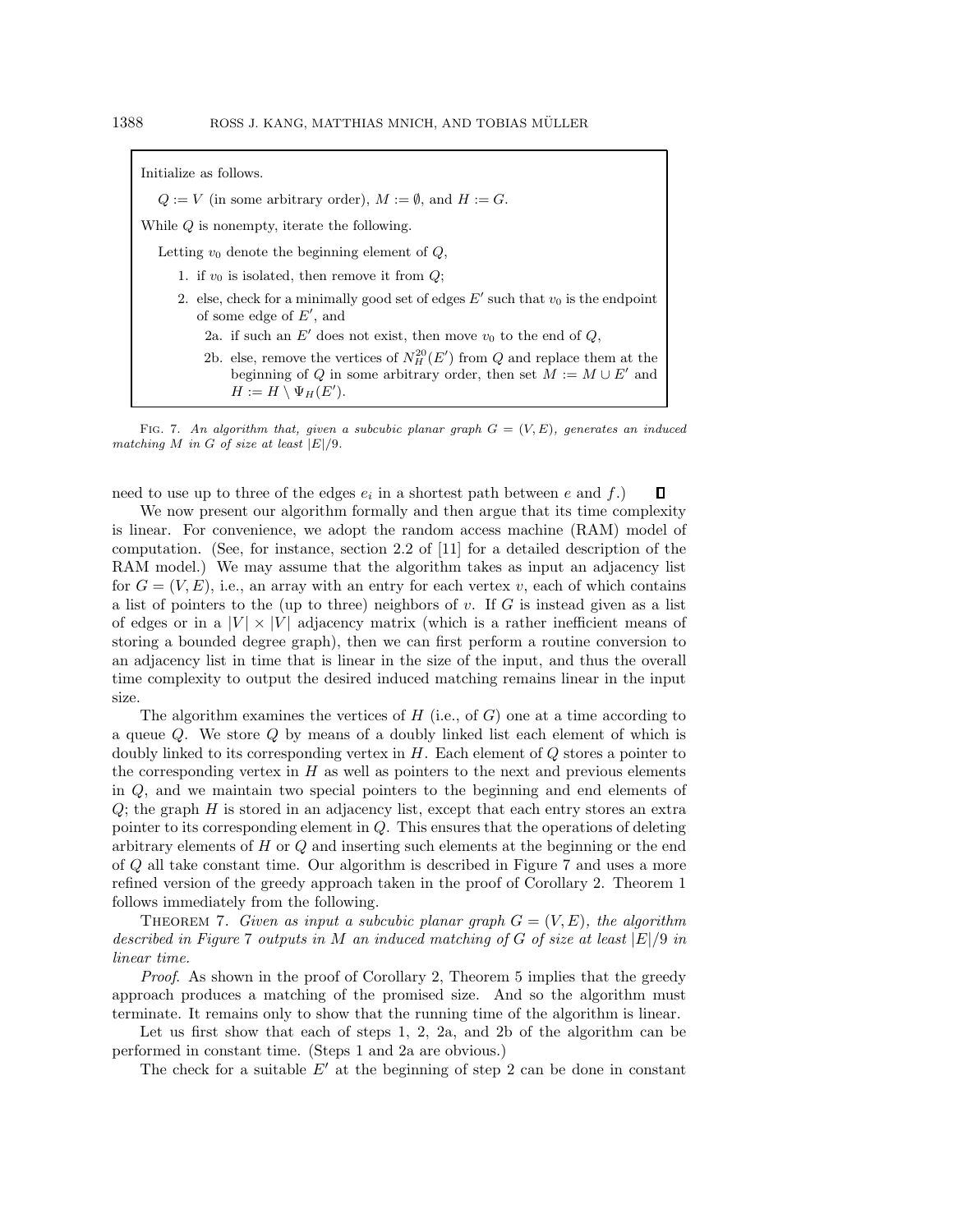> Initialize as follows.
>
> $Q := V$ (in some arbitrary order), $M := \emptyset$, and $H := G$.
>
> While $Q$ is nonempty, iterate the following.
>
> Letting $v_0$ denote the beginning element of $Q$,
>
> 1. if $v_0$ is isolated, then remove it from $Q$;
> 2. else, check for a minimally good set of edges $E'$ such that $v_0$ is the endpoint of some edge of $E'$, and
>    - 2a. if such an $E'$ does not exist, then move $v_0$ to the end of $Q$,
>    - 2b. else, remove the vertices of $N_H^{20}(E')$ from $Q$ and replace them at the beginning of $Q$ in some arbitrary order, then set $M := M \cup E'$ and $H := H \setminus \Psi_H(E')$.

Fig. 7. *An algorithm that, given a subcubic planar graph $G = (V, E)$, generates an induced matching $M$ in $G$ of size at least $|E|/9$.*

need to use up to three of the edges $e_i$ in a shortest path between $e$ and $f$.) ∎

We now present our algorithm formally and then argue that its time complexity is linear. For convenience, we adopt the random access machine (RAM) model of computation. (See, for instance, section 2.2 of [11] for a detailed description of the RAM model.) We may assume that the algorithm takes as input an adjacency list for $G = (V, E)$, i.e., an array with an entry for each vertex $v$, each of which contains a list of pointers to the (up to three) neighbors of $v$. If $G$ is instead given as a list of edges or in a $|V| \times |V|$ adjacency matrix (which is a rather inefficient means of storing a bounded degree graph), then we can first perform a routine conversion to an adjacency list in time that is linear in the size of the input, and thus the overall time complexity to output the desired induced matching remains linear in the input size.

The algorithm examines the vertices of $H$ (i.e., of $G$) one at a time according to a queue $Q$. We store $Q$ by means of a doubly linked list each element of which is doubly linked to its corresponding vertex in $H$. Each element of $Q$ stores a pointer to the corresponding vertex in $H$ as well as pointers to the next and previous elements in $Q$, and we maintain two special pointers to the beginning and end elements of $Q$; the graph $H$ is stored in an adjacency list, except that each entry stores an extra pointer to its corresponding element in $Q$. This ensures that the operations of deleting arbitrary elements of $H$ or $Q$ and inserting such elements at the beginning or the end of $Q$ all take constant time. Our algorithm is described in Figure 7 and uses a more refined version of the greedy approach taken in the proof of Corollary 2. Theorem 1 follows immediately from the following.

Theorem 7. *Given as input a subcubic planar graph $G = (V, E)$, the algorithm described in Figure* 7 *outputs in $M$ an induced matching of $G$ of size at least $|E|/9$ in linear time.*

*Proof*. As shown in the proof of Corollary 2, Theorem 5 implies that the greedy approach produces a matching of the promised size. And so the algorithm must terminate. It remains only to show that the running time of the algorithm is linear.

Let us first show that each of steps 1, 2, 2a, and 2b of the algorithm can be performed in constant time. (Steps 1 and 2a are obvious.)

The check for a suitable $E'$ at the beginning of step 2 can be done in constant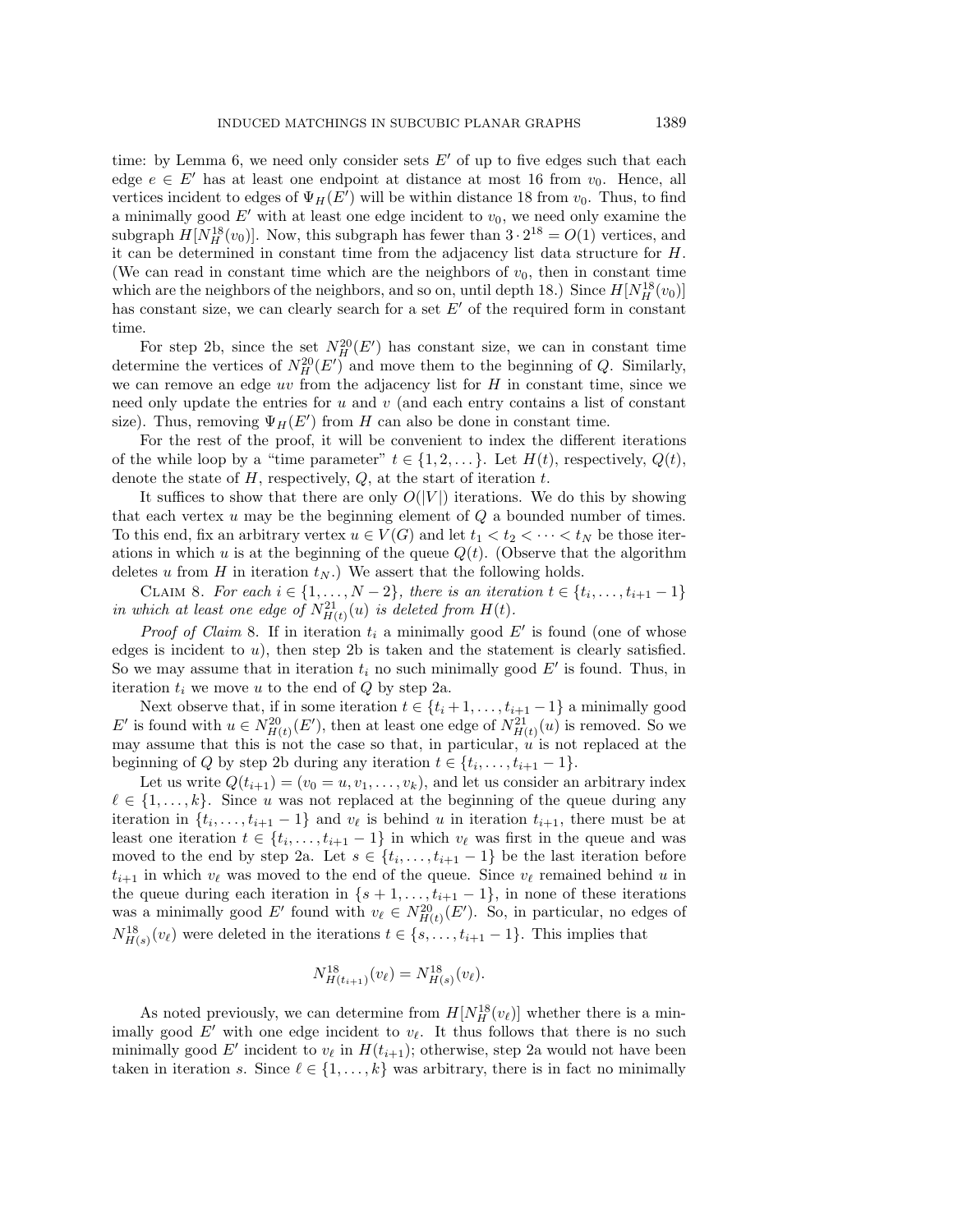time: by Lemma 6, we need only consider sets $E'$ of up to five edges such that each edge $e \in E'$ has at least one endpoint at distance at most 16 from $v_0$. Hence, all vertices incident to edges of $\Psi_H(E')$ will be within distance 18 from $v_0$. Thus, to find a minimally good $E'$ with at least one edge incident to $v_0$, we need only examine the subgraph $H[N_H^{18}(v_0)]$. Now, this subgraph has fewer than $3 \cdot 2^{18} = O(1)$ vertices, and it can be determined in constant time from the adjacency list data structure for $H$. (We can read in constant time which are the neighbors of $v_0$, then in constant time which are the neighbors of the neighbors, and so on, until depth 18.) Since $H[N_H^{18}(v_0)]$ has constant size, we can clearly search for a set $E'$ of the required form in constant time.

For step 2b, since the set $N_H^{20}(E')$ has constant size, we can in constant time determine the vertices of $N_H^{20}(E')$ and move them to the beginning of $Q$. Similarly, we can remove an edge $uv$ from the adjacency list for $H$ in constant time, since we need only update the entries for $u$ and $v$ (and each entry contains a list of constant size). Thus, removing $\Psi_H(E')$ from $H$ can also be done in constant time.

For the rest of the proof, it will be convenient to index the different iterations of the while loop by a "time parameter" $t \in \{1, 2, \dots\}$. Let $H(t)$, respectively, $Q(t)$, denote the state of $H$, respectively, $Q$, at the start of iteration $t$.

It suffices to show that there are only $O(|V|)$ iterations. We do this by showing that each vertex $u$ may be the beginning element of $Q$ a bounded number of times. To this end, fix an arbitrary vertex $u \in V(G)$ and let $t_1 < t_2 < \cdots < t_N$ be those iterations in which $u$ is at the beginning of the queue $Q(t)$. (Observe that the algorithm deletes $u$ from $H$ in iteration $t_N$.) We assert that the following holds.

Claim 8. *For each $i \in \{1, \dots, N-2\}$, there is an iteration $t \in \{t_i, \dots, t_{i+1}-1\}$ in which at least one edge of $N_{H(t)}^{21}(u)$ is deleted from $H(t)$.*

*Proof of Claim* 8. If in iteration $t_i$ a minimally good $E'$ is found (one of whose edges is incident to $u$), then step 2b is taken and the statement is clearly satisfied. So we may assume that in iteration $t_i$ no such minimally good $E'$ is found. Thus, in iteration $t_i$ we move $u$ to the end of $Q$ by step 2a.

Next observe that, if in some iteration $t \in \{t_i+1, \dots, t_{i+1}-1\}$ a minimally good $E'$ is found with $u \in N_{H(t)}^{20}(E')$, then at least one edge of $N_{H(t)}^{21}(u)$ is removed. So we may assume that this is not the case so that, in particular, $u$ is not replaced at the beginning of $Q$ by step 2b during any iteration $t \in \{t_i, \dots, t_{i+1}-1\}$.

Let us write $Q(t_{i+1}) = (v_0 = u, v_1, \dots, v_k)$, and let us consider an arbitrary index $\ell \in \{1, \dots, k\}$. Since $u$ was not replaced at the beginning of the queue during any iteration in $\{t_i, \dots, t_{i+1}-1\}$ and $v_\ell$ is behind $u$ in iteration $t_{i+1}$, there must be at least one iteration $t \in \{t_i, \dots, t_{i+1}-1\}$ in which $v_\ell$ was first in the queue and was moved to the end by step 2a. Let $s \in \{t_i, \dots, t_{i+1}-1\}$ be the last iteration before $t_{i+1}$ in which $v_\ell$ was moved to the end of the queue. Since $v_\ell$ remained behind $u$ in the queue during each iteration in $\{s+1, \dots, t_{i+1}-1\}$, in none of these iterations was a minimally good $E'$ found with $v_\ell \in N_{H(t)}^{20}(E')$. So, in particular, no edges of $N_{H(s)}^{18}(v_\ell)$ were deleted in the iterations $t \in \{s, \dots, t_{i+1}-1\}$. This implies that

$$N_{H(t_{i+1})}^{18}(v_\ell) = N_{H(s)}^{18}(v_\ell).$$

As noted previously, we can determine from $H[N_H^{18}(v_\ell)]$ whether there is a minimally good $E'$ with one edge incident to $v_\ell$. It thus follows that there is no such minimally good $E'$ incident to $v_\ell$ in $H(t_{i+1})$; otherwise, step 2a would not have been taken in iteration $s$. Since $\ell \in \{1, \dots, k\}$ was arbitrary, there is in fact no minimally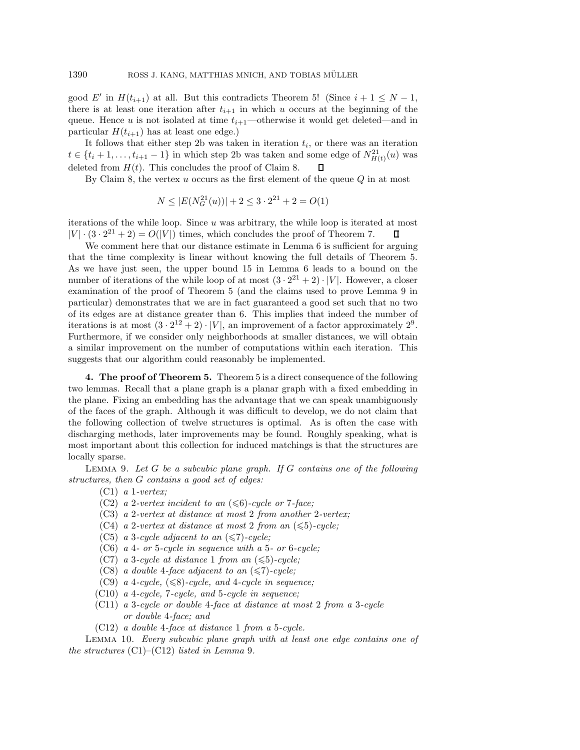good $E'$ in $H(t_{i+1})$ at all. But this contradicts Theorem 5! (Since $i+1 \le N-1$, there is at least one iteration after $t_{i+1}$ in which $u$ occurs at the beginning of the queue. Hence $u$ is not isolated at time $t_{i+1}$—otherwise it would get deleted—and in particular $H(t_{i+1})$ has at least one edge.)

It follows that either step 2b was taken in iteration $t_i$, or there was an iteration $t \in \{t_i+1, \dots, t_{i+1}-1\}$ in which step 2b was taken and some edge of $N^{21}_{H(t)}(u)$ was deleted from $H(t)$. This concludes the proof of Claim 8. ∎

By Claim 8, the vertex $u$ occurs as the first element of the queue $Q$ in at most

$$N \le |E(N^{21}_G(u))| + 2 \le 3 \cdot 2^{21} + 2 = O(1)$$

iterations of the while loop. Since $u$ was arbitrary, the while loop is iterated at most $|V| \cdot (3 \cdot 2^{21} + 2) = O(|V|)$ times, which concludes the proof of Theorem 7. ∎

We comment here that our distance estimate in Lemma 6 is sufficient for arguing that the time complexity is linear without knowing the full details of Theorem 5. As we have just seen, the upper bound 15 in Lemma 6 leads to a bound on the number of iterations of the while loop of at most $(3 \cdot 2^{21} + 2) \cdot |V|$. However, a closer examination of the proof of Theorem 5 (and the claims used to prove Lemma 9 in particular) demonstrates that we are in fact guaranteed a good set such that no two of its edges are at distance greater than 6. This implies that indeed the number of iterations is at most $(3 \cdot 2^{12} + 2) \cdot |V|$, an improvement of a factor approximately $2^9$. Furthermore, if we consider only neighborhoods at smaller distances, we will obtain a similar improvement on the number of computations within each iteration. This suggests that our algorithm could reasonably be implemented.

## 4. The proof of Theorem 5.

Theorem 5 is a direct consequence of the following two lemmas. Recall that a plane graph is a planar graph with a fixed embedding in the plane. Fixing an embedding has the advantage that we can speak unambiguously of the faces of the graph. Although it was difficult to develop, we do not claim that the following collection of twelve structures is optimal. As is often the case with discharging methods, later improvements may be found. Roughly speaking, what is most important about this collection for induced matchings is that the structures are locally sparse.

Lemma 9. *Let $G$ be a subcubic plane graph. If $G$ contains one of the following structures, then $G$ contains a good set of edges:*

- (C1) *a 1-vertex;*
- (C2) *a 2-vertex incident to an ($\leqslant$6)-cycle or 7-face;*
- (C3) *a 2-vertex at distance at most 2 from another 2-vertex;*
- (C4) *a 2-vertex at distance at most 2 from an ($\leqslant$5)-cycle;*
- (C5) *a 3-cycle adjacent to an ($\leqslant$7)-cycle;*
- (C6) *a 4- or 5-cycle in sequence with a 5- or 6-cycle;*
- (C7) *a 3-cycle at distance 1 from an ($\leqslant$5)-cycle;*
- (C8) *a double 4-face adjacent to an ($\leqslant$7)-cycle;*
- (C9) *a 4-cycle, ($\leqslant$8)-cycle, and 4-cycle in sequence;*
- (C10) *a 4-cycle, 7-cycle, and 5-cycle in sequence;*
- (C11) *a 3-cycle or double 4-face at distance at most 2 from a 3-cycle or double 4-face; and*
- (C12) *a double 4-face at distance 1 from a 5-cycle.*

Lemma 10. *Every subcubic plane graph with at least one edge contains one of the structures* (C1)–(C12) *listed in Lemma* 9.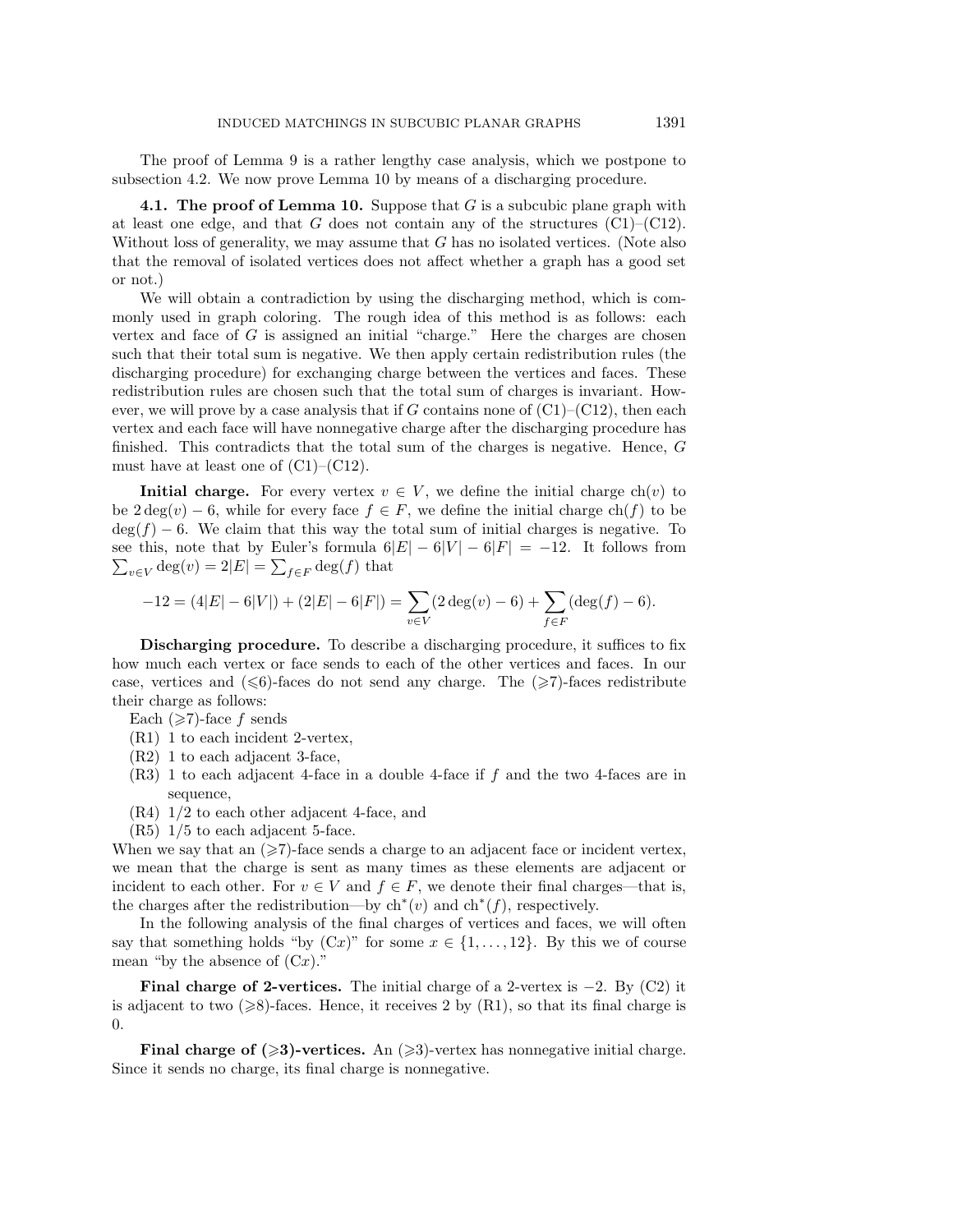The proof of Lemma 9 is a rather lengthy case analysis, which we postpone to subsection 4.2. We now prove Lemma 10 by means of a discharging procedure.

### 4.1. The proof of Lemma 10.

Suppose that $G$ is a subcubic plane graph with at least one edge, and that $G$ does not contain any of the structures (C1)–(C12). Without loss of generality, we may assume that $G$ has no isolated vertices. (Note also that the removal of isolated vertices does not affect whether a graph has a good set or not.)

We will obtain a contradiction by using the discharging method, which is commonly used in graph coloring. The rough idea of this method is as follows: each vertex and face of $G$ is assigned an initial "charge." Here the charges are chosen such that their total sum is negative. We then apply certain redistribution rules (the discharging procedure) for exchanging charge between the vertices and faces. These redistribution rules are chosen such that the total sum of charges is invariant. However, we will prove by a case analysis that if $G$ contains none of (C1)–(C12), then each vertex and each face will have nonnegative charge after the discharging procedure has finished. This contradicts that the total sum of the charges is negative. Hence, $G$ must have at least one of (C1)–(C12).

**Initial charge.** For every vertex $v \in V$, we define the initial charge $\mathrm{ch}(v)$ to be $2\deg(v) - 6$, while for every face $f \in F$, we define the initial charge $\mathrm{ch}(f)$ to be $\deg(f) - 6$. We claim that this way the total sum of initial charges is negative. To see this, note that by Euler's formula $6|E| - 6|V| - 6|F| = -12$. It follows from $\sum_{v\in V} \deg(v) = 2|E| = \sum_{f\in F} \deg(f)$ that

$$-12 = (4|E| - 6|V|) + (2|E| - 6|F|) = \sum_{v\in V}(2\deg(v) - 6) + \sum_{f\in F}(\deg(f) - 6).$$

**Discharging procedure.** To describe a discharging procedure, it suffices to fix how much each vertex or face sends to each of the other vertices and faces. In our case, vertices and ($\leqslant$6)-faces do not send any charge. The ($\geqslant$7)-faces redistribute their charge as follows:

Each ($\geqslant$7)-face $f$ sends

(R1) 1 to each incident 2-vertex,

(R2) 1 to each adjacent 3-face,

(R3) 1 to each adjacent 4-face in a double 4-face if $f$ and the two 4-faces are in sequence,

(R4) 1/2 to each other adjacent 4-face, and

(R5) 1/5 to each adjacent 5-face.

When we say that an ($\geqslant$7)-face sends a charge to an adjacent face or incident vertex, we mean that the charge is sent as many times as these elements are adjacent or incident to each other. For $v \in V$ and $f \in F$, we denote their final charges—that is, the charges after the redistribution—by $\mathrm{ch}^*(v)$ and $\mathrm{ch}^*(f)$, respectively.

In the following analysis of the final charges of vertices and faces, we will often say that something holds "by (C$x$)" for some $x \in \{1, \dots, 12\}$. By this we of course mean "by the absence of (C$x$)."

**Final charge of 2-vertices.** The initial charge of a 2-vertex is $-2$. By (C2) it is adjacent to two ($\geqslant$8)-faces. Hence, it receives 2 by (R1), so that its final charge is 0.

**Final charge of ($\geqslant$3)-vertices.** An ($\geqslant$3)-vertex has nonnegative initial charge. Since it sends no charge, its final charge is nonnegative.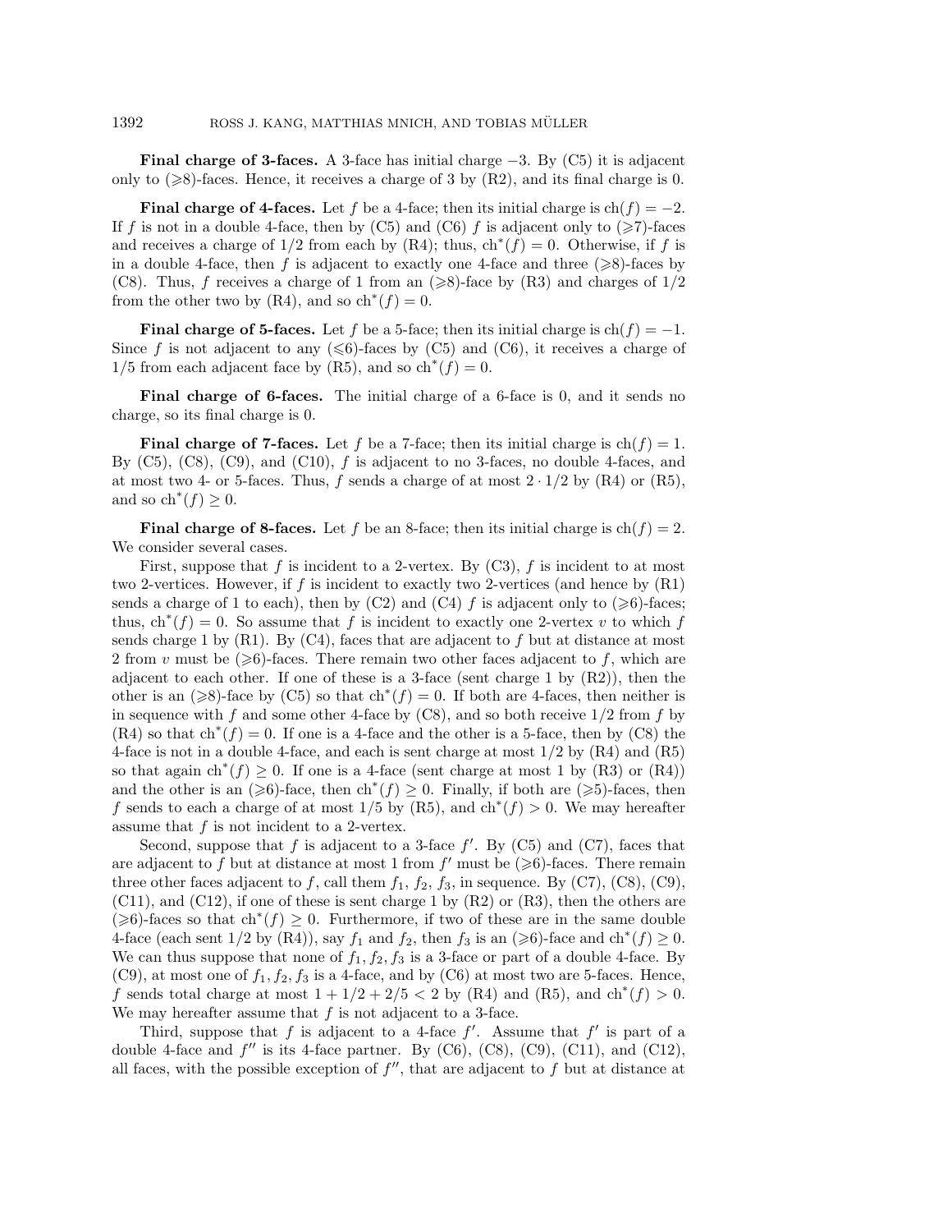**Final charge of 3-faces.** A 3-face has initial charge $-3$. By (C5) it is adjacent only to ($\geqslant$8)-faces. Hence, it receives a charge of 3 by (R2), and its final charge is 0.

**Final charge of 4-faces.** Let $f$ be a 4-face; then its initial charge is $\mathrm{ch}(f) = -2$. If $f$ is not in a double 4-face, then by (C5) and (C6) $f$ is adjacent only to ($\geqslant$7)-faces and receives a charge of $1/2$ from each by (R4); thus, $\mathrm{ch}^*(f) = 0$. Otherwise, if $f$ is in a double 4-face, then $f$ is adjacent to exactly one 4-face and three ($\geqslant$8)-faces by (C8). Thus, $f$ receives a charge of 1 from an ($\geqslant$8)-face by (R3) and charges of $1/2$ from the other two by (R4), and so $\mathrm{ch}^*(f) = 0$.

**Final charge of 5-faces.** Let $f$ be a 5-face; then its initial charge is $\mathrm{ch}(f) = -1$. Since $f$ is not adjacent to any ($\leqslant$6)-faces by (C5) and (C6), it receives a charge of $1/5$ from each adjacent face by (R5), and so $\mathrm{ch}^*(f) = 0$.

**Final charge of 6-faces.** The initial charge of a 6-face is 0, and it sends no charge, so its final charge is 0.

**Final charge of 7-faces.** Let $f$ be a 7-face; then its initial charge is $\mathrm{ch}(f) = 1$. By (C5), (C8), (C9), and (C10), $f$ is adjacent to no 3-faces, no double 4-faces, and at most two 4- or 5-faces. Thus, $f$ sends a charge of at most $2 \cdot 1/2$ by (R4) or (R5), and so $\mathrm{ch}^*(f) \geq 0$.

**Final charge of 8-faces.** Let $f$ be an 8-face; then its initial charge is $\mathrm{ch}(f) = 2$. We consider several cases.

First, suppose that $f$ is incident to a 2-vertex. By (C3), $f$ is incident to at most two 2-vertices. However, if $f$ is incident to exactly two 2-vertices (and hence by (R1) sends a charge of 1 to each), then by (C2) and (C4) $f$ is adjacent only to ($\geqslant$6)-faces; thus, $\mathrm{ch}^*(f) = 0$. So assume that $f$ is incident to exactly one 2-vertex $v$ to which $f$ sends charge 1 by (R1). By (C4), faces that are adjacent to $f$ but at distance at most 2 from $v$ must be ($\geqslant$6)-faces. There remain two other faces adjacent to $f$, which are adjacent to each other. If one of these is a 3-face (sent charge 1 by (R2)), then the other is an ($\geqslant$8)-face by (C5) so that $\mathrm{ch}^*(f) = 0$. If both are 4-faces, then neither is in sequence with $f$ and some other 4-face by (C8), and so both receive $1/2$ from $f$ by (R4) so that $\mathrm{ch}^*(f) = 0$. If one is a 4-face and the other is a 5-face, then by (C8) the 4-face is not in a double 4-face, and each is sent charge at most $1/2$ by (R4) and (R5) so that again $\mathrm{ch}^*(f) \geq 0$. If one is a 4-face (sent charge at most 1 by (R3) or (R4)) and the other is an ($\geqslant$6)-face, then $\mathrm{ch}^*(f) \geq 0$. Finally, if both are ($\geqslant$5)-faces, then $f$ sends to each a charge of at most $1/5$ by (R5), and $\mathrm{ch}^*(f) > 0$. We may hereafter assume that $f$ is not incident to a 2-vertex.

Second, suppose that $f$ is adjacent to a 3-face $f'$. By (C5) and (C7), faces that are adjacent to $f$ but at distance at most 1 from $f'$ must be ($\geqslant$6)-faces. There remain three other faces adjacent to $f$, call them $f_1$, $f_2$, $f_3$, in sequence. By (C7), (C8), (C9), (C11), and (C12), if one of these is sent charge 1 by (R2) or (R3), then the others are ($\geqslant$6)-faces so that $\mathrm{ch}^*(f) \geq 0$. Furthermore, if two of these are in the same double 4-face (each sent $1/2$ by (R4)), say $f_1$ and $f_2$, then $f_3$ is an ($\geqslant$6)-face and $\mathrm{ch}^*(f) \geq 0$. We can thus suppose that none of $f_1, f_2, f_3$ is a 3-face or part of a double 4-face. By (C9), at most one of $f_1, f_2, f_3$ is a 4-face, and by (C6) at most two are 5-faces. Hence, $f$ sends total charge at most $1 + 1/2 + 2/5 < 2$ by (R4) and (R5), and $\mathrm{ch}^*(f) > 0$. We may hereafter assume that $f$ is not adjacent to a 3-face.

Third, suppose that $f$ is adjacent to a 4-face $f'$. Assume that $f'$ is part of a double 4-face and $f''$ is its 4-face partner. By (C6), (C8), (C9), (C11), and (C12), all faces, with the possible exception of $f''$, that are adjacent to $f$ but at distance at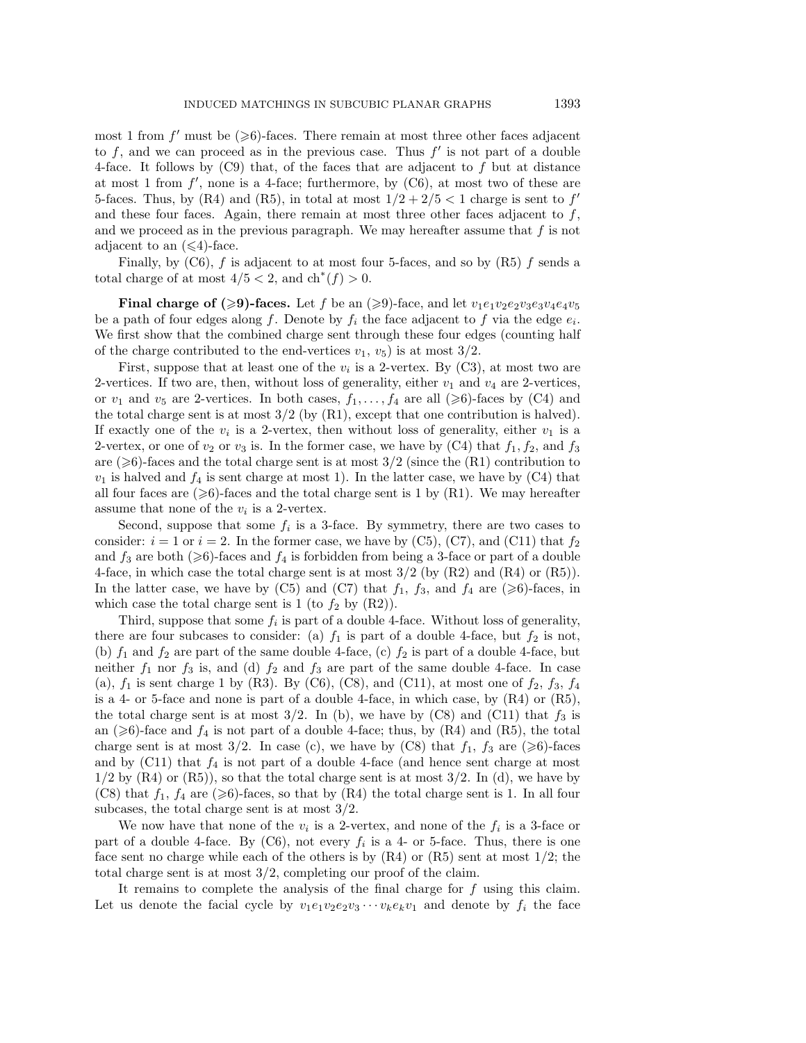most 1 from $f'$ must be ($\geqslant$6)-faces. There remain at most three other faces adjacent to $f$, and we can proceed as in the previous case. Thus $f'$ is not part of a double 4-face. It follows by (C9) that, of the faces that are adjacent to $f$ but at distance at most 1 from $f'$, none is a 4-face; furthermore, by (C6), at most two of these are 5-faces. Thus, by (R4) and (R5), in total at most $1/2 + 2/5 < 1$ charge is sent to $f'$ and these four faces. Again, there remain at most three other faces adjacent to $f$, and we proceed as in the previous paragraph. We may hereafter assume that $f$ is not adjacent to an ($\leqslant$4)-face.

Finally, by (C6), $f$ is adjacent to at most four 5-faces, and so by (R5) $f$ sends a total charge of at most $4/5 < 2$, and $\mathrm{ch}^*(f) > 0$.

**Final charge of ($\geqslant$9)-faces.** Let $f$ be an ($\geqslant$9)-face, and let $v_1e_1v_2e_2v_3e_3v_4e_4v_5$ be a path of four edges along $f$. Denote by $f_i$ the face adjacent to $f$ via the edge $e_i$. We first show that the combined charge sent through these four edges (counting half of the charge contributed to the end-vertices $v_1$, $v_5$) is at most $3/2$.

First, suppose that at least one of the $v_i$ is a 2-vertex. By (C3), at most two are 2-vertices. If two are, then, without loss of generality, either $v_1$ and $v_4$ are 2-vertices, or $v_1$ and $v_5$ are 2-vertices. In both cases, $f_1, \ldots, f_4$ are all ($\geqslant$6)-faces by (C4) and the total charge sent is at most $3/2$ (by (R1), except that one contribution is halved). If exactly one of the $v_i$ is a 2-vertex, then without loss of generality, either $v_1$ is a 2-vertex, or one of $v_2$ or $v_3$ is. In the former case, we have by (C4) that $f_1, f_2$, and $f_3$ are ($\geqslant$6)-faces and the total charge sent is at most $3/2$ (since the (R1) contribution to $v_1$ is halved and $f_4$ is sent charge at most 1). In the latter case, we have by (C4) that all four faces are ($\geqslant$6)-faces and the total charge sent is 1 by (R1). We may hereafter assume that none of the $v_i$ is a 2-vertex.

Second, suppose that some $f_i$ is a 3-face. By symmetry, there are two cases to consider: $i = 1$ or $i = 2$. In the former case, we have by (C5), (C7), and (C11) that $f_2$ and $f_3$ are both ($\geqslant$6)-faces and $f_4$ is forbidden from being a 3-face or part of a double 4-face, in which case the total charge sent is at most $3/2$ (by (R2) and (R4) or (R5)). In the latter case, we have by (C5) and (C7) that $f_1$, $f_3$, and $f_4$ are ($\geqslant$6)-faces, in which case the total charge sent is 1 (to $f_2$ by (R2)).

Third, suppose that some $f_i$ is part of a double 4-face. Without loss of generality, there are four subcases to consider: (a) $f_1$ is part of a double 4-face, but $f_2$ is not, (b) $f_1$ and $f_2$ are part of the same double 4-face, (c) $f_2$ is part of a double 4-face, but neither $f_1$ nor $f_3$ is, and (d) $f_2$ and $f_3$ are part of the same double 4-face. In case (a), $f_1$ is sent charge 1 by (R3). By (C6), (C8), and (C11), at most one of $f_2$, $f_3$, $f_4$ is a 4- or 5-face and none is part of a double 4-face, in which case, by (R4) or (R5), the total charge sent is at most $3/2$. In (b), we have by (C8) and (C11) that $f_3$ is an ($\geqslant$6)-face and $f_4$ is not part of a double 4-face; thus, by (R4) and (R5), the total charge sent is at most $3/2$. In case (c), we have by (C8) that $f_1$, $f_3$ are ($\geqslant$6)-faces and by (C11) that $f_4$ is not part of a double 4-face (and hence sent charge at most $1/2$ by (R4) or (R5)), so that the total charge sent is at most $3/2$. In (d), we have by (C8) that $f_1$, $f_4$ are ($\geqslant$6)-faces, so that by (R4) the total charge sent is 1. In all four subcases, the total charge sent is at most $3/2$.

We now have that none of the $v_i$ is a 2-vertex, and none of the $f_i$ is a 3-face or part of a double 4-face. By (C6), not every $f_i$ is a 4- or 5-face. Thus, there is one face sent no charge while each of the others is by (R4) or (R5) sent at most $1/2$; the total charge sent is at most $3/2$, completing our proof of the claim.

It remains to complete the analysis of the final charge for $f$ using this claim. Let us denote the facial cycle by $v_1e_1v_2e_2v_3 \cdots v_ke_kv_1$ and denote by $f_i$ the face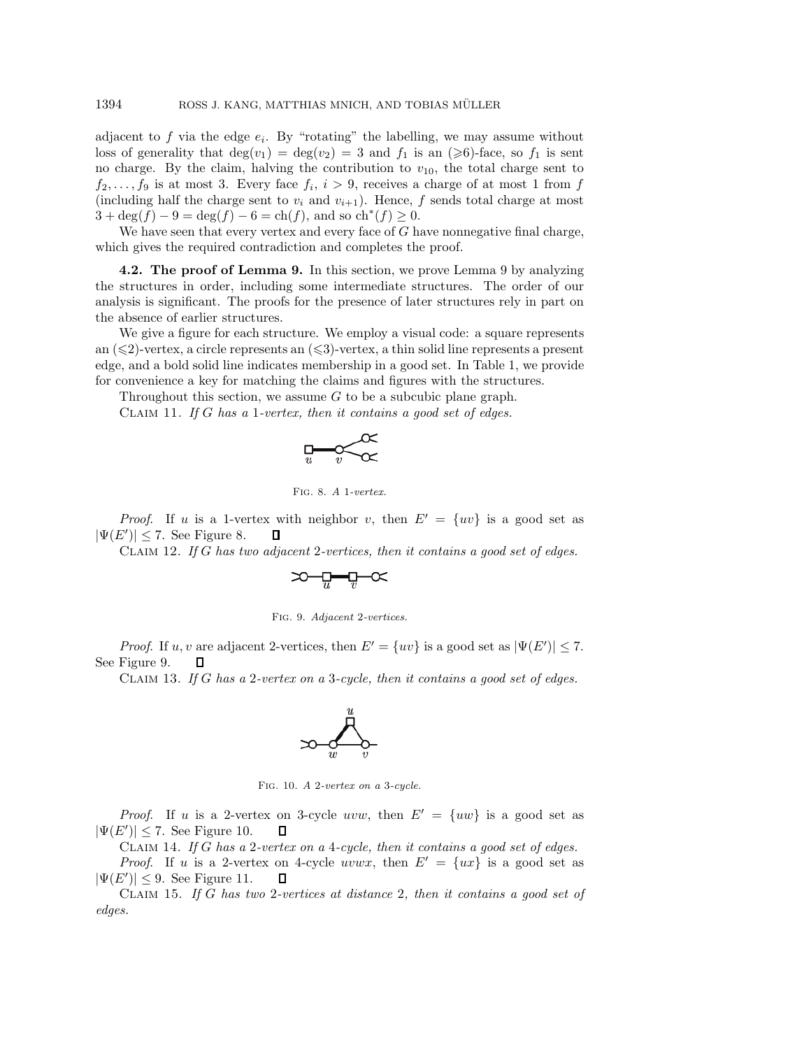adjacent to $f$ via the edge $e_i$. By "rotating" the labelling, we may assume without loss of generality that $\deg(v_1) = \deg(v_2) = 3$ and $f_1$ is an ($\geqslant$6)-face, so $f_1$ is sent no charge. By the claim, halving the contribution to $v_{10}$, the total charge sent to $f_2, \ldots, f_9$ is at most 3. Every face $f_i$, $i > 9$, receives a charge of at most 1 from $f$ (including half the charge sent to $v_i$ and $v_{i+1}$). Hence, $f$ sends total charge at most $3 + \deg(f) - 9 = \deg(f) - 6 = \mathrm{ch}(f)$, and so $\mathrm{ch}^*(f) \geq 0$.

We have seen that every vertex and every face of $G$ have nonnegative final charge, which gives the required contradiction and completes the proof.

**4.2. The proof of Lemma 9.** In this section, we prove Lemma 9 by analyzing the structures in order, including some intermediate structures. The order of our analysis is significant. The proofs for the presence of later structures rely in part on the absence of earlier structures.

We give a figure for each structure. We employ a visual code: a square represents an ($\leqslant$2)-vertex, a circle represents an ($\leqslant$3)-vertex, a thin solid line represents a present edge, and a bold solid line indicates membership in a good set. In Table 1, we provide for convenience a key for matching the claims and figures with the structures.

Throughout this section, we assume $G$ to be a subcubic plane graph.

Claim 11. *If $G$ has a 1-vertex, then it contains a good set of edges.*

Fig. 8. *A 1-vertex.*

*Proof.* If $u$ is a 1-vertex with neighbor $v$, then $E' = \{uv\}$ is a good set as $|\Psi(E')| \leq 7$. See Figure 8. ∎

Claim 12. *If $G$ has two adjacent 2-vertices, then it contains a good set of edges.*

Fig. 9. *Adjacent 2-vertices.*

*Proof.* If $u, v$ are adjacent 2-vertices, then $E' = \{uv\}$ is a good set as $|\Psi(E')| \leq 7$. See Figure 9. ∎

Claim 13. *If $G$ has a 2-vertex on a 3-cycle, then it contains a good set of edges.*

Fig. 10. *A 2-vertex on a 3-cycle.*

*Proof.* If $u$ is a 2-vertex on 3-cycle $uvw$, then $E' = \{uw\}$ is a good set as $|\Psi(E')| \leq 7$. See Figure 10. ∎

Claim 14. *If $G$ has a 2-vertex on a 4-cycle, then it contains a good set of edges.*

*Proof.* If $u$ is a 2-vertex on 4-cycle $uvwx$, then $E' = \{ux\}$ is a good set as $|\Psi(E')| \leq 9$. See Figure 11. ∎

Claim 15. *If $G$ has two 2-vertices at distance 2, then it contains a good set of edges.*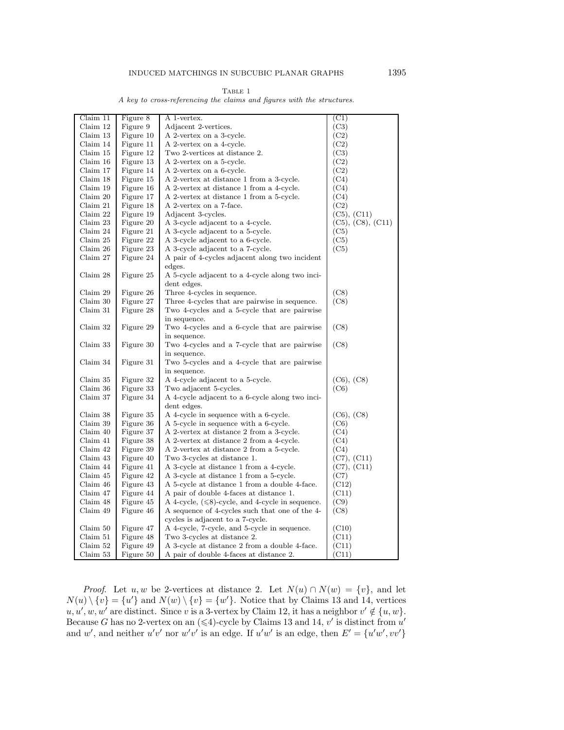TABLE 1

*A key to cross-referencing the claims and figures with the structures.*

| Claim | Figure | Structure | |
|---|---|---|---|
| Claim 11 | Figure 8 | A 1-vertex. | (C1) |
| Claim 12 | Figure 9 | Adjacent 2-vertices. | (C3) |
| Claim 13 | Figure 10 | A 2-vertex on a 3-cycle. | (C2) |
| Claim 14 | Figure 11 | A 2-vertex on a 4-cycle. | (C2) |
| Claim 15 | Figure 12 | Two 2-vertices at distance 2. | (C3) |
| Claim 16 | Figure 13 | A 2-vertex on a 5-cycle. | (C2) |
| Claim 17 | Figure 14 | A 2-vertex on a 6-cycle. | (C2) |
| Claim 18 | Figure 15 | A 2-vertex at distance 1 from a 3-cycle. | (C4) |
| Claim 19 | Figure 16 | A 2-vertex at distance 1 from a 4-cycle. | (C4) |
| Claim 20 | Figure 17 | A 2-vertex at distance 1 from a 5-cycle. | (C4) |
| Claim 21 | Figure 18 | A 2-vertex on a 7-face. | (C2) |
| Claim 22 | Figure 19 | Adjacent 3-cycles. | (C5), (C11) |
| Claim 23 | Figure 20 | A 3-cycle adjacent to a 4-cycle. | (C5), (C8), (C11) |
| Claim 24 | Figure 21 | A 3-cycle adjacent to a 5-cycle. | (C5) |
| Claim 25 | Figure 22 | A 3-cycle adjacent to a 6-cycle. | (C5) |
| Claim 26 | Figure 23 | A 3-cycle adjacent to a 7-cycle. | (C5) |
| Claim 27 | Figure 24 | A pair of 4-cycles adjacent along two incident edges. | |
| Claim 28 | Figure 25 | A 5-cycle adjacent to a 4-cycle along two incident edges. | |
| Claim 29 | Figure 26 | Three 4-cycles in sequence. | (C8) |
| Claim 30 | Figure 27 | Three 4-cycles that are pairwise in sequence. | (C8) |
| Claim 31 | Figure 28 | Two 4-cycles and a 5-cycle that are pairwise in sequence. | |
| Claim 32 | Figure 29 | Two 4-cycles and a 6-cycle that are pairwise in sequence. | (C8) |
| Claim 33 | Figure 30 | Two 4-cycles and a 7-cycle that are pairwise in sequence. | (C8) |
| Claim 34 | Figure 31 | Two 5-cycles and a 4-cycle that are pairwise in sequence. | |
| Claim 35 | Figure 32 | A 4-cycle adjacent to a 5-cycle. | (C6), (C8) |
| Claim 36 | Figure 33 | Two adjacent 5-cycles. | (C6) |
| Claim 37 | Figure 34 | A 4-cycle adjacent to a 6-cycle along two incident edges. | |
| Claim 38 | Figure 35 | A 4-cycle in sequence with a 6-cycle. | (C6), (C8) |
| Claim 39 | Figure 36 | A 5-cycle in sequence with a 6-cycle. | (C6) |
| Claim 40 | Figure 37 | A 2-vertex at distance 2 from a 3-cycle. | (C4) |
| Claim 41 | Figure 38 | A 2-vertex at distance 2 from a 4-cycle. | (C4) |
| Claim 42 | Figure 39 | A 2-vertex at distance 2 from a 5-cycle. | (C4) |
| Claim 43 | Figure 40 | Two 3-cycles at distance 1. | (C7), (C11) |
| Claim 44 | Figure 41 | A 3-cycle at distance 1 from a 4-cycle. | (C7), (C11) |
| Claim 45 | Figure 42 | A 3-cycle at distance 1 from a 5-cycle. | (C7) |
| Claim 46 | Figure 43 | A 5-cycle at distance 1 from a double 4-face. | (C12) |
| Claim 47 | Figure 44 | A pair of double 4-faces at distance 1. | (C11) |
| Claim 48 | Figure 45 | A 4-cycle, ($\leqslant$8)-cycle, and 4-cycle in sequence. | (C9) |
| Claim 49 | Figure 46 | A sequence of 4-cycles such that one of the 4-cycles is adjacent to a 7-cycle. | (C8) |
| Claim 50 | Figure 47 | A 4-cycle, 7-cycle, and 5-cycle in sequence. | (C10) |
| Claim 51 | Figure 48 | Two 3-cycles at distance 2. | (C11) |
| Claim 52 | Figure 49 | A 3-cycle at distance 2 from a double 4-face. | (C11) |
| Claim 53 | Figure 50 | A pair of double 4-faces at distance 2. | (C11) |

*Proof.* Let $u, w$ be 2-vertices at distance 2. Let $N(u) \cap N(w) = \{v\}$, and let $N(u) \setminus \{v\} = \{u'\}$ and $N(w) \setminus \{v\} = \{w'\}$. Notice that by Claims 13 and 14, vertices $u, u', w, w'$ are distinct. Since $v$ is a 3-vertex by Claim 12, it has a neighbor $v' \notin \{u, w\}$. Because $G$ has no 2-vertex on an ($\leqslant$4)-cycle by Claims 13 and 14, $v'$ is distinct from $u'$ and $w'$, and neither $u'v'$ nor $w'v'$ is an edge. If $u'w'$ is an edge, then $E' = \{u'w', vv'\}$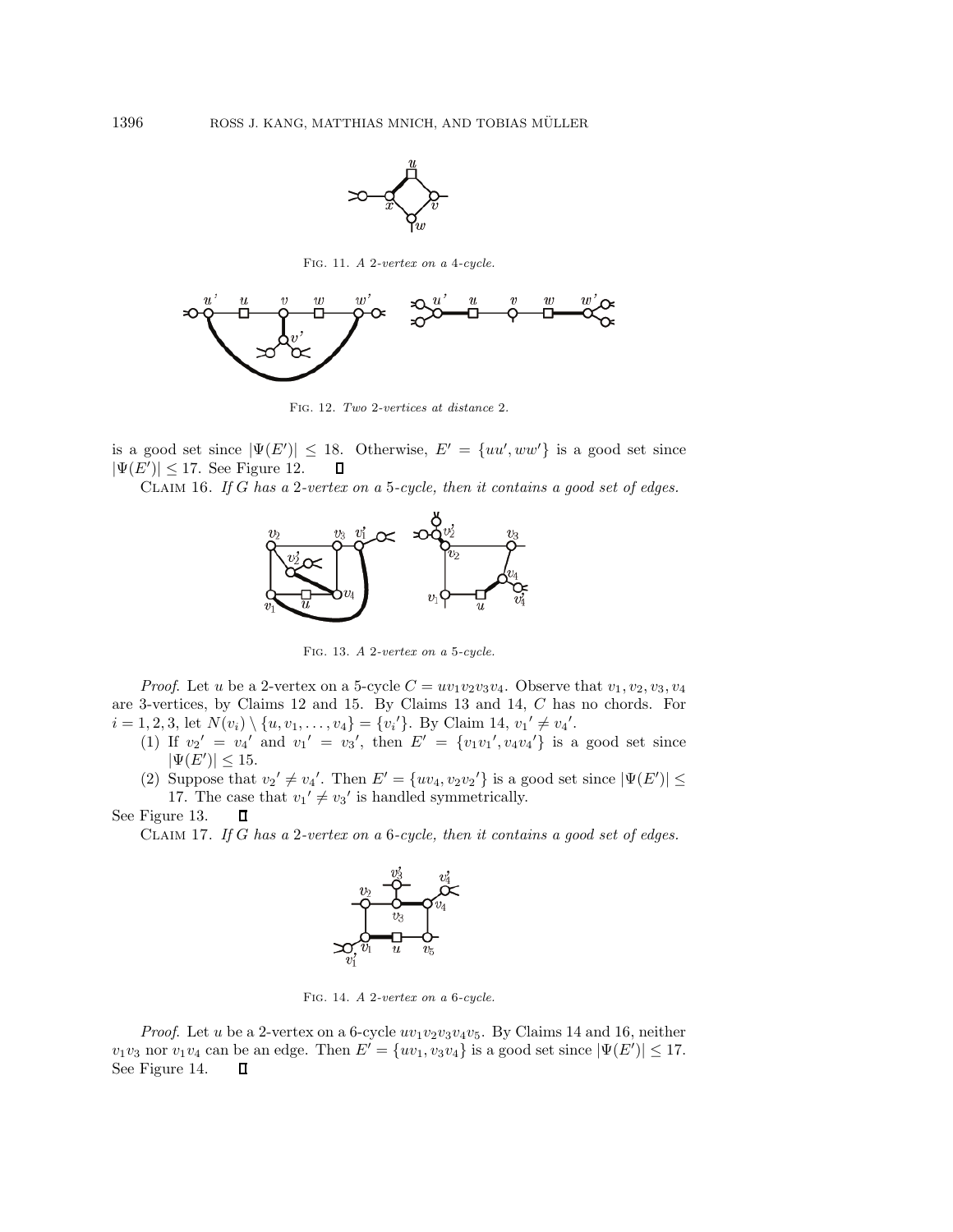FIG. 11. *A 2-vertex on a 4-cycle.*

FIG. 12. *Two 2-vertices at distance 2.*

is a good set since $|\Psi(E')| \leq 18$. Otherwise, $E' = \{uu', ww'\}$ is a good set since $|\Psi(E')| \leq 17$. See Figure 12. ∎

CLAIM 16. *If G has a 2-vertex on a 5-cycle, then it contains a good set of edges.*

FIG. 13. *A 2-vertex on a 5-cycle.*

*Proof.* Let $u$ be a 2-vertex on a 5-cycle $C = uv_1v_2v_3v_4$. Observe that $v_1, v_2, v_3, v_4$ are 3-vertices, by Claims 12 and 15. By Claims 13 and 14, $C$ has no chords. For $i = 1, 2, 3$, let $N(v_i) \setminus \{u, v_1, \dots, v_4\} = \{v_i'\}$. By Claim 14, $v_1' \neq v_4'$.

(1) If $v_2' = v_4'$ and $v_1' = v_3'$, then $E' = \{v_1v_1', v_4v_4'\}$ is a good set since $|\Psi(E')| \leq 15$.
(2) Suppose that $v_2' \neq v_4'$. Then $E' = \{uv_4, v_2v_2'\}$ is a good set since $|\Psi(E')| \leq 17$. The case that $v_1' \neq v_3'$ is handled symmetrically.

See Figure 13. ∎

CLAIM 17. *If G has a 2-vertex on a 6-cycle, then it contains a good set of edges.*

FIG. 14. *A 2-vertex on a 6-cycle.*

*Proof.* Let $u$ be a 2-vertex on a 6-cycle $uv_1v_2v_3v_4v_5$. By Claims 14 and 16, neither $v_1v_3$ nor $v_1v_4$ can be an edge. Then $E' = \{uv_1, v_3v_4\}$ is a good set since $|\Psi(E')| \leq 17$. See Figure 14. ∎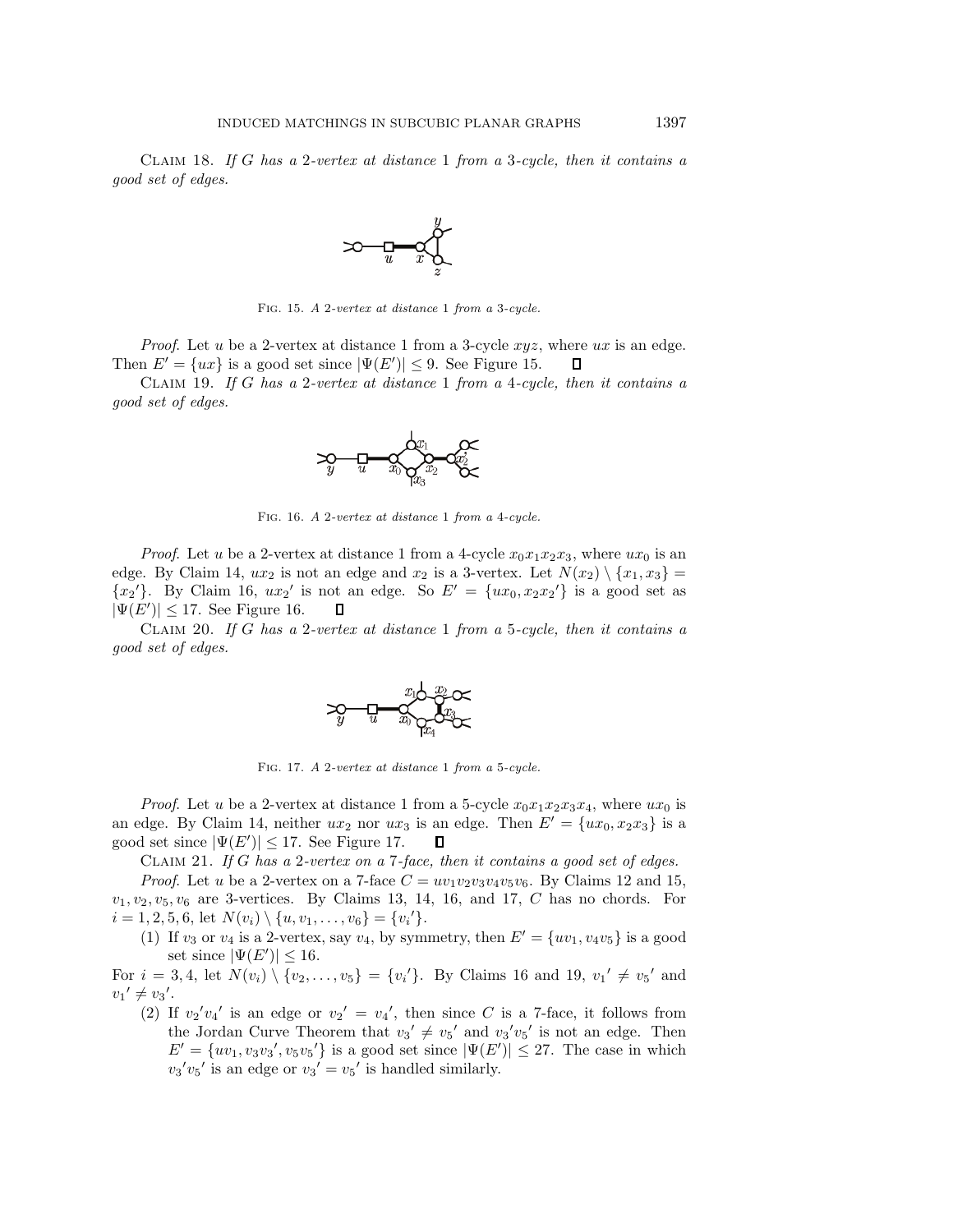Claim 18. *If $G$ has a 2-vertex at distance 1 from a 3-cycle, then it contains a good set of edges.*

Fig. 15. *A 2-vertex at distance 1 from a 3-cycle.*

*Proof*. Let $u$ be a 2-vertex at distance 1 from a 3-cycle $xyz$, where $ux$ is an edge. Then $E' = \{ux\}$ is a good set since $|\Psi(E')| \le 9$. See Figure 15. $\square$

Claim 19. *If $G$ has a 2-vertex at distance 1 from a 4-cycle, then it contains a good set of edges.*

Fig. 16. *A 2-vertex at distance 1 from a 4-cycle.*

*Proof*. Let $u$ be a 2-vertex at distance 1 from a 4-cycle $x_0x_1x_2x_3$, where $ux_0$ is an edge. By Claim 14, $ux_2$ is not an edge and $x_2$ is a 3-vertex. Let $N(x_2) \setminus \{x_1, x_3\} = \{x_2{}'\}$. By Claim 16, $ux_2{}'$ is not an edge. So $E' = \{ux_0, x_2x_2{}'\}$ is a good set as $|\Psi(E')| \le 17$. See Figure 16. $\square$

Claim 20. *If $G$ has a 2-vertex at distance 1 from a 5-cycle, then it contains a good set of edges.*

Fig. 17. *A 2-vertex at distance 1 from a 5-cycle.*

*Proof*. Let $u$ be a 2-vertex at distance 1 from a 5-cycle $x_0x_1x_2x_3x_4$, where $ux_0$ is an edge. By Claim 14, neither $ux_2$ nor $ux_3$ is an edge. Then $E' = \{ux_0, x_2x_3\}$ is a good set since $|\Psi(E')| \le 17$. See Figure 17. $\square$

Claim 21. *If $G$ has a 2-vertex on a 7-face, then it contains a good set of edges.*

*Proof*. Let $u$ be a 2-vertex on a 7-face $C = uv_1v_2v_3v_4v_5v_6$. By Claims 12 and 15, $v_1, v_2, v_5, v_6$ are 3-vertices. By Claims 13, 14, 16, and 17, $C$ has no chords. For $i = 1, 2, 5, 6$, let $N(v_i) \setminus \{u, v_1, \ldots, v_6\} = \{v_i{}'\}$.

(1) If $v_3$ or $v_4$ is a 2-vertex, say $v_4$, by symmetry, then $E' = \{uv_1, v_4v_5\}$ is a good set since $|\Psi(E')| \le 16$.

For $i = 3, 4$, let $N(v_i) \setminus \{v_2, \ldots, v_5\} = \{v_i{}'\}$. By Claims 16 and 19, $v_1{}' \ne v_5{}'$ and $v_1{}' \ne v_3{}'$.

(2) If $v_2{}'v_4{}'$ is an edge or $v_2{}' = v_4{}'$, then since $C$ is a 7-face, it follows from the Jordan Curve Theorem that $v_3{}' \ne v_5{}'$ and $v_3{}'v_5{}'$ is not an edge. Then $E' = \{uv_1, v_3v_3{}', v_5v_5{}'\}$ is a good set since $|\Psi(E')| \le 27$. The case in which $v_3{}'v_5{}'$ is an edge or $v_3{}' = v_5{}'$ is handled similarly.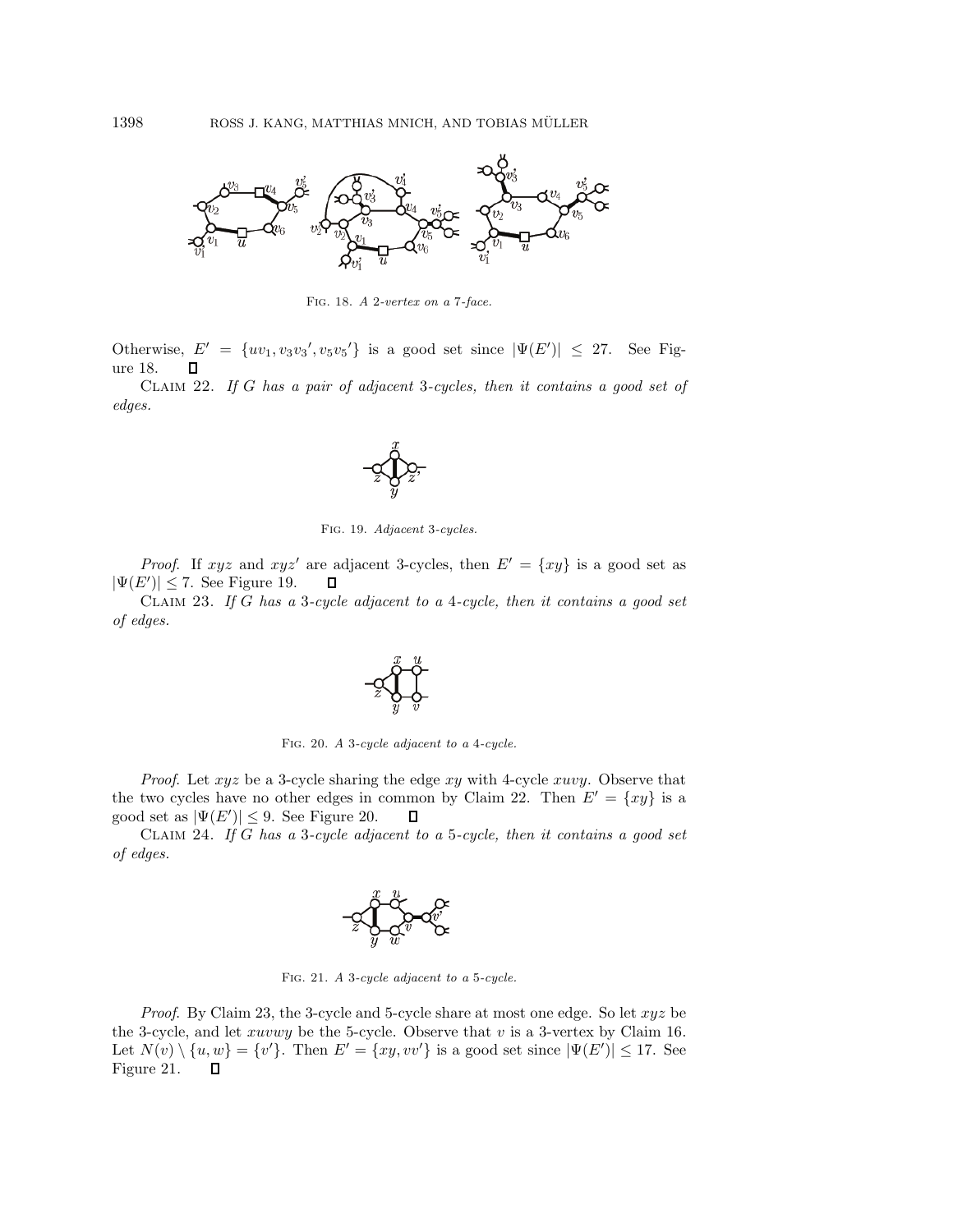Fig. 18. *A 2-vertex on a 7-face.*

Otherwise, $E' = \{uv_1, v_3v_3', v_5v_5'\}$ is a good set since $|\Psi(E')| \leq 27$. See Figure 18. $\square$

Claim 22. *If $G$ has a pair of adjacent 3-cycles, then it contains a good set of edges.*

Fig. 19. *Adjacent 3-cycles.*

*Proof.* If $xyz$ and $xyz'$ are adjacent 3-cycles, then $E' = \{xy\}$ is a good set as $|\Psi(E')| \leq 7$. See Figure 19. $\square$

Claim 23. *If $G$ has a 3-cycle adjacent to a 4-cycle, then it contains a good set of edges.*

Fig. 20. *A 3-cycle adjacent to a 4-cycle.*

*Proof.* Let $xyz$ be a 3-cycle sharing the edge $xy$ with 4-cycle $xuvy$. Observe that the two cycles have no other edges in common by Claim 22. Then $E' = \{xy\}$ is a good set as $|\Psi(E')| \leq 9$. See Figure 20. $\square$

Claim 24. *If $G$ has a 3-cycle adjacent to a 5-cycle, then it contains a good set of edges.*

Fig. 21. *A 3-cycle adjacent to a 5-cycle.*

*Proof.* By Claim 23, the 3-cycle and 5-cycle share at most one edge. So let $xyz$ be the 3-cycle, and let $xuvwy$ be the 5-cycle. Observe that $v$ is a 3-vertex by Claim 16. Let $N(v) \setminus \{u, w\} = \{v'\}$. Then $E' = \{xy, vv'\}$ is a good set since $|\Psi(E')| \leq 17$. See Figure 21. $\square$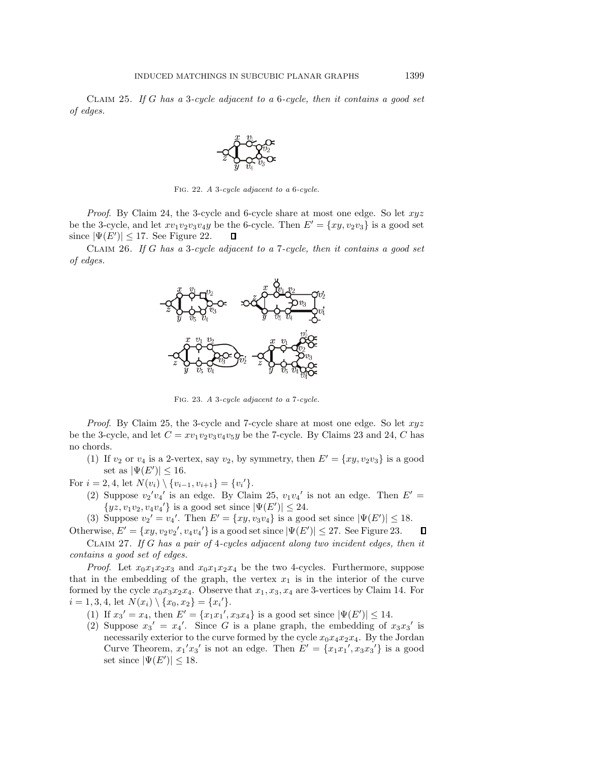Claim 25. *If G has a 3-cycle adjacent to a 6-cycle, then it contains a good set of edges.*

Fig. 22. *A 3-cycle adjacent to a 6-cycle.*

*Proof.* By Claim 24, the 3-cycle and 6-cycle share at most one edge. So let $xyz$ be the 3-cycle, and let $xv_1v_2v_3v_4y$ be the 6-cycle. Then $E' = \{xy, v_2v_3\}$ is a good set since $|\Psi(E')| \leq 17$. See Figure 22. ∎

Claim 26. *If G has a 3-cycle adjacent to a 7-cycle, then it contains a good set of edges.*

Fig. 23. *A 3-cycle adjacent to a 7-cycle.*

*Proof.* By Claim 25, the 3-cycle and 7-cycle share at most one edge. So let $xyz$ be the 3-cycle, and let $C = xv_1v_2v_3v_4v_5y$ be the 7-cycle. By Claims 23 and 24, $C$ has no chords.

(1) If $v_2$ or $v_4$ is a 2-vertex, say $v_2$, by symmetry, then $E' = \{xy, v_2v_3\}$ is a good set as $|\Psi(E')| \leq 16$.

For $i = 2, 4$, let $N(v_i) \setminus \{v_{i-1}, v_{i+1}\} = \{v_i{}'\}$.

(2) Suppose $v_2{}'v_4{}'$ is an edge. By Claim 25, $v_1v_4{}'$ is not an edge. Then $E' = \{yz, v_1v_2, v_4v_4{}'\}$ is a good set since $|\Psi(E')| \leq 24$.

(3) Suppose $v_2{}' = v_4{}'$. Then $E' = \{xy, v_3v_4\}$ is a good set since $|\Psi(E')| \leq 18$.

Otherwise, $E' = \{xy, v_2v_2{}', v_4v_4{}'\}$ is a good set since $|\Psi(E')| \leq 27$. See Figure 23. ∎

Claim 27. *If G has a pair of 4-cycles adjacent along two incident edges, then it contains a good set of edges.*

*Proof.* Let $x_0x_1x_2x_3$ and $x_0x_1x_2x_4$ be the two 4-cycles. Furthermore, suppose that in the embedding of the graph, the vertex $x_1$ is in the interior of the curve formed by the cycle $x_0x_3x_2x_4$. Observe that $x_1, x_3, x_4$ are 3-vertices by Claim 14. For $i = 1, 3, 4$, let $N(x_i) \setminus \{x_0, x_2\} = \{x_i{}'\}$.

(1) If $x_3{}' = x_4$, then $E' = \{x_1x_1{}', x_3x_4\}$ is a good set since $|\Psi(E')| \leq 14$.

(2) Suppose $x_3{}' = x_4{}'$. Since $G$ is a plane graph, the embedding of $x_3x_3{}'$ is necessarily exterior to the curve formed by the cycle $x_0x_4x_2x_4$. By the Jordan Curve Theorem, $x_1{}'x_3{}'$ is not an edge. Then $E' = \{x_1x_1{}', x_3x_3{}'\}$ is a good set since $|\Psi(E')| \leq 18$.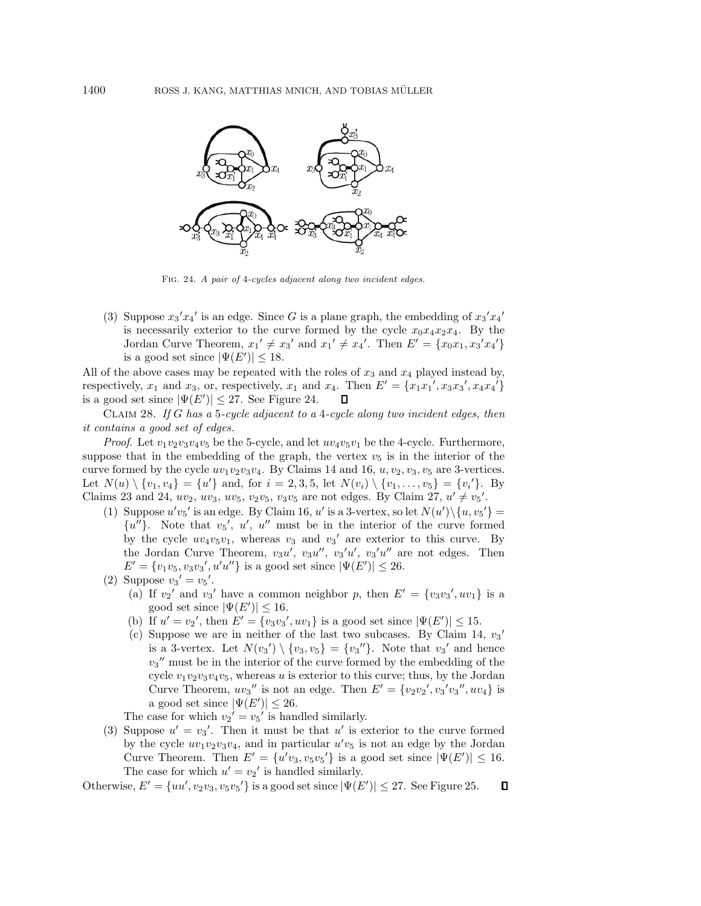FIG. 24. *A pair of 4-cycles adjacent along two incident edges.*

(3) Suppose $x_3'x_4'$ is an edge. Since $G$ is a plane graph, the embedding of $x_3'x_4'$ is necessarily exterior to the curve formed by the cycle $x_0x_4x_2x_4$. By the Jordan Curve Theorem, $x_1' \neq x_3'$ and $x_1' \neq x_4'$. Then $E' = \{x_0x_1, x_3'x_4'\}$ is a good set since $|\Psi(E')| \leq 18$.

All of the above cases may be repeated with the roles of $x_3$ and $x_4$ played instead by, respectively, $x_1$ and $x_3$, or, respectively, $x_1$ and $x_4$. Then $E' = \{x_1x_1', x_3x_3', x_4x_4'\}$ is a good set since $|\Psi(E')| \leq 27$. See Figure 24. ∎

CLAIM 28. *If $G$ has a 5-cycle adjacent to a 4-cycle along two incident edges, then it contains a good set of edges.*

*Proof.* Let $v_1v_2v_3v_4v_5$ be the 5-cycle, and let $uv_4v_5v_1$ be the 4-cycle. Furthermore, suppose that in the embedding of the graph, the vertex $v_5$ is in the interior of the curve formed by the cycle $uv_1v_2v_3v_4$. By Claims 14 and 16, $u, v_2, v_3, v_5$ are 3-vertices. Let $N(u) \setminus \{v_1, v_4\} = \{u'\}$ and, for $i = 2, 3, 5$, let $N(v_i) \setminus \{v_1, \ldots, v_5\} = \{v_i'\}$. By Claims 23 and 24, $uv_2$, $uv_3$, $uv_5$, $v_2v_5$, $v_3v_5$ are not edges. By Claim 27, $u' \neq v_5'$.

(1) Suppose $u'v_5'$ is an edge. By Claim 16, $u'$ is a 3-vertex, so let $N(u')\setminus\{u, v_5'\} = \{u''\}$. Note that $v_5'$, $u'$, $u''$ must be in the interior of the curve formed by the cycle $uv_4v_5v_1$, whereas $v_3$ and $v_3'$ are exterior to this curve. By the Jordan Curve Theorem, $v_3u'$, $v_3u''$, $v_3'u'$, $v_3'u''$ are not edges. Then $E' = \{v_1v_5, v_3v_3', u'u''\}$ is a good set since $|\Psi(E')| \leq 26$.

(2) Suppose $v_3' = v_5'$.
   (a) If $v_2'$ and $v_3'$ have a common neighbor $p$, then $E' = \{v_3v_3', uv_1\}$ is a good set since $|\Psi(E')| \leq 16$.
   (b) If $u' = v_2'$, then $E' = \{v_3v_3', uv_1\}$ is a good set since $|\Psi(E')| \leq 15$.
   (c) Suppose we are in neither of the last two subcases. By Claim 14, $v_3'$ is a 3-vertex. Let $N(v_3') \setminus \{v_3, v_5\} = \{v_3''\}$. Note that $v_3'$ and hence $v_3''$ must be in the interior of the curve formed by the embedding of the cycle $v_1v_2v_3v_4v_5$, whereas $u$ is exterior to this curve; thus, by the Jordan Curve Theorem, $uv_3''$ is not an edge. Then $E' = \{v_2v_2', v_3'v_3'', uv_4\}$ is a good set since $|\Psi(E')| \leq 26$.

   The case for which $v_2' = v_5'$ is handled similarly.

(3) Suppose $u' = v_3'$. Then it must be that $u'$ is exterior to the curve formed by the cycle $uv_1v_2v_3v_4$, and in particular $u'v_5$ is not an edge by the Jordan Curve Theorem. Then $E' = \{u'v_3, v_5v_5'\}$ is a good set since $|\Psi(E')| \leq 16$. The case for which $u' = v_2'$ is handled similarly.

Otherwise, $E' = \{uu', v_2v_3, v_5v_5'\}$ is a good set since $|\Psi(E')| \leq 27$. See Figure 25. ∎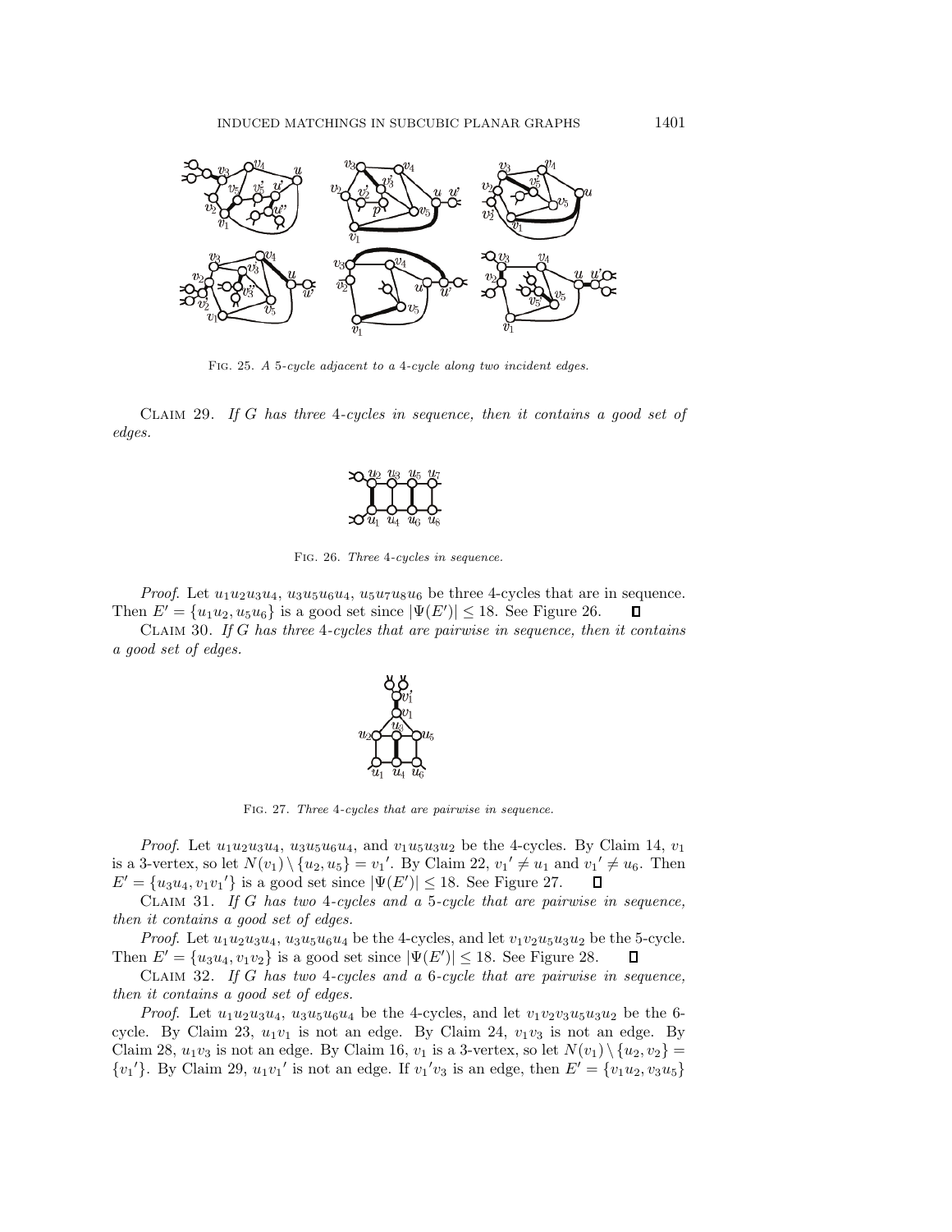Fig. 25. *A 5-cycle adjacent to a 4-cycle along two incident edges.*

Claim 29. *If $G$ has three 4-cycles in sequence, then it contains a good set of edges.*

Fig. 26. *Three 4-cycles in sequence.*

*Proof.* Let $u_1u_2u_3u_4$, $u_3u_5u_6u_4$, $u_5u_7u_8u_6$ be three 4-cycles that are in sequence. Then $E' = \{u_1u_2, u_5u_6\}$ is a good set since $|\Psi(E')| \leq 18$. See Figure 26. $\square$

Claim 30. *If $G$ has three 4-cycles that are pairwise in sequence, then it contains a good set of edges.*

Fig. 27. *Three 4-cycles that are pairwise in sequence.*

*Proof.* Let $u_1u_2u_3u_4$, $u_3u_5u_6u_4$, and $v_1u_5u_3u_2$ be the 4-cycles. By Claim 14, $v_1$ is a 3-vertex, so let $N(v_1) \setminus \{u_2, u_5\} = v_1{}'$. By Claim 22, $v_1{}' \neq u_1$ and $v_1{}' \neq u_6$. Then $E' = \{u_3u_4, v_1v_1{}'\}$ is a good set since $|\Psi(E')| \leq 18$. See Figure 27. $\square$

Claim 31. *If $G$ has two 4-cycles and a 5-cycle that are pairwise in sequence, then it contains a good set of edges.*

*Proof.* Let $u_1u_2u_3u_4$, $u_3u_5u_6u_4$ be the 4-cycles, and let $v_1v_2u_5u_3u_2$ be the 5-cycle. Then $E' = \{u_3u_4, v_1v_2\}$ is a good set since $|\Psi(E')| \leq 18$. See Figure 28. $\square$

Claim 32. *If $G$ has two 4-cycles and a 6-cycle that are pairwise in sequence, then it contains a good set of edges.*

*Proof.* Let $u_1u_2u_3u_4$, $u_3u_5u_6u_4$ be the 4-cycles, and let $v_1v_2v_3u_5u_3u_2$ be the 6-cycle. By Claim 23, $u_1v_1$ is not an edge. By Claim 24, $v_1v_3$ is not an edge. By Claim 28, $u_1v_3$ is not an edge. By Claim 16, $v_1$ is a 3-vertex, so let $N(v_1) \setminus \{u_2, v_2\} = \{v_1{}'\}$. By Claim 29, $u_1v_1{}'$ is not an edge. If $v_1{}'v_3$ is an edge, then $E' = \{v_1u_2, v_3u_5\}$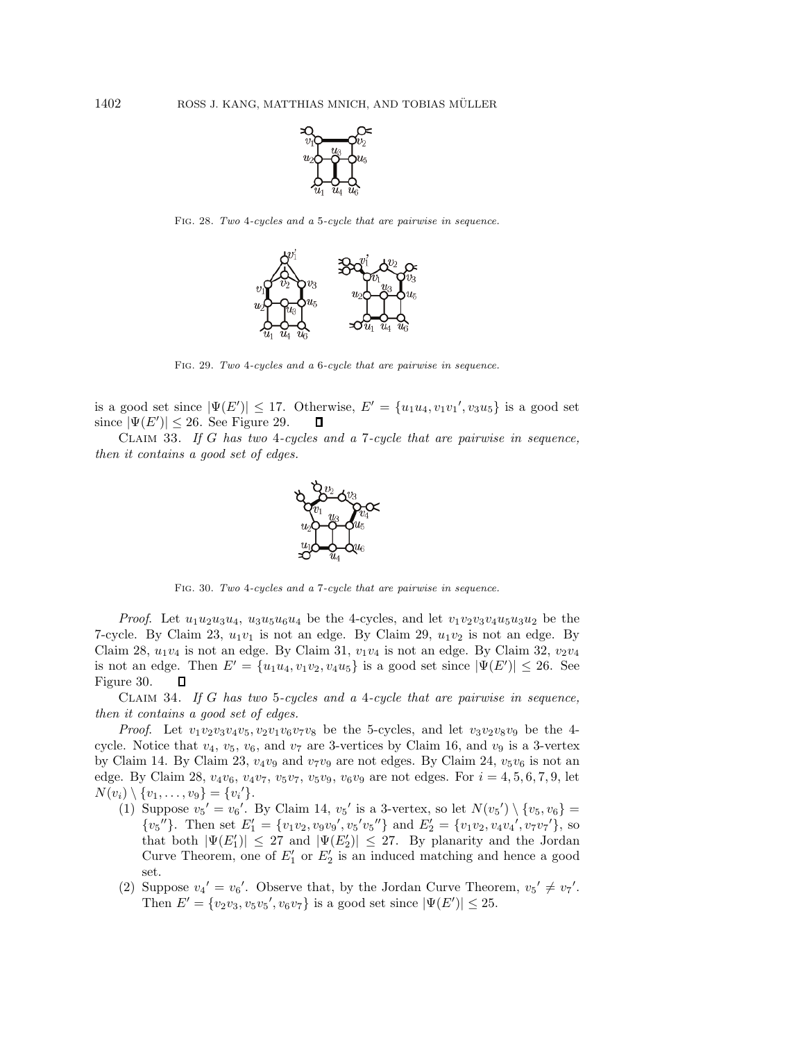Fig. 28. *Two 4-cycles and a 5-cycle that are pairwise in sequence.*

Fig. 29. *Two 4-cycles and a 6-cycle that are pairwise in sequence.*

is a good set since $|\Psi(E')| \leq 17$. Otherwise, $E' = \{u_1u_4, v_1v_1', v_3u_5\}$ is a good set since $|\Psi(E')| \leq 26$. See Figure 29. ∎

Claim 33. *If $G$ has two 4-cycles and a 7-cycle that are pairwise in sequence, then it contains a good set of edges.*

Fig. 30. *Two 4-cycles and a 7-cycle that are pairwise in sequence.*

*Proof.* Let $u_1u_2u_3u_4$, $u_3u_5u_6u_4$ be the 4-cycles, and let $v_1v_2v_3v_4u_5u_3u_2$ be the 7-cycle. By Claim 23, $u_1v_1$ is not an edge. By Claim 29, $u_1v_2$ is not an edge. By Claim 28, $u_1v_4$ is not an edge. By Claim 31, $v_1v_4$ is not an edge. By Claim 32, $v_2v_4$ is not an edge. Then $E' = \{u_1u_4, v_1v_2, v_4u_5\}$ is a good set since $|\Psi(E')| \leq 26$. See Figure 30. ∎

Claim 34. *If $G$ has two 5-cycles and a 4-cycle that are pairwise in sequence, then it contains a good set of edges.*

*Proof.* Let $v_1v_2v_3v_4v_5, v_2v_1v_6v_7v_8$ be the 5-cycles, and let $v_3v_2v_8v_9$ be the 4-cycle. Notice that $v_4$, $v_5$, $v_6$, and $v_7$ are 3-vertices by Claim 16, and $v_9$ is a 3-vertex by Claim 14. By Claim 23, $v_4v_9$ and $v_7v_9$ are not edges. By Claim 24, $v_5v_6$ is not an edge. By Claim 28, $v_4v_6$, $v_4v_7$, $v_5v_7$, $v_5v_9$, $v_6v_9$ are not edges. For $i = 4, 5, 6, 7, 9$, let $N(v_i) \setminus \{v_1, \ldots, v_9\} = \{v_i'\}$.

1. Suppose $v_5' = v_6'$. By Claim 14, $v_5'$ is a 3-vertex, so let $N(v_5') \setminus \{v_5, v_6\} = \{v_5''\}$. Then set $E_1' = \{v_1v_2, v_9v_9', v_5'v_5''\}$ and $E_2' = \{v_1v_2, v_4v_4', v_7v_7'\}$, so that both $|\Psi(E_1')| \leq 27$ and $|\Psi(E_2')| \leq 27$. By planarity and the Jordan Curve Theorem, one of $E_1'$ or $E_2'$ is an induced matching and hence a good set.
2. Suppose $v_4' = v_6'$. Observe that, by the Jordan Curve Theorem, $v_5' \neq v_7'$. Then $E' = \{v_2v_3, v_5v_5', v_6v_7\}$ is a good set since $|\Psi(E')| \leq 25$.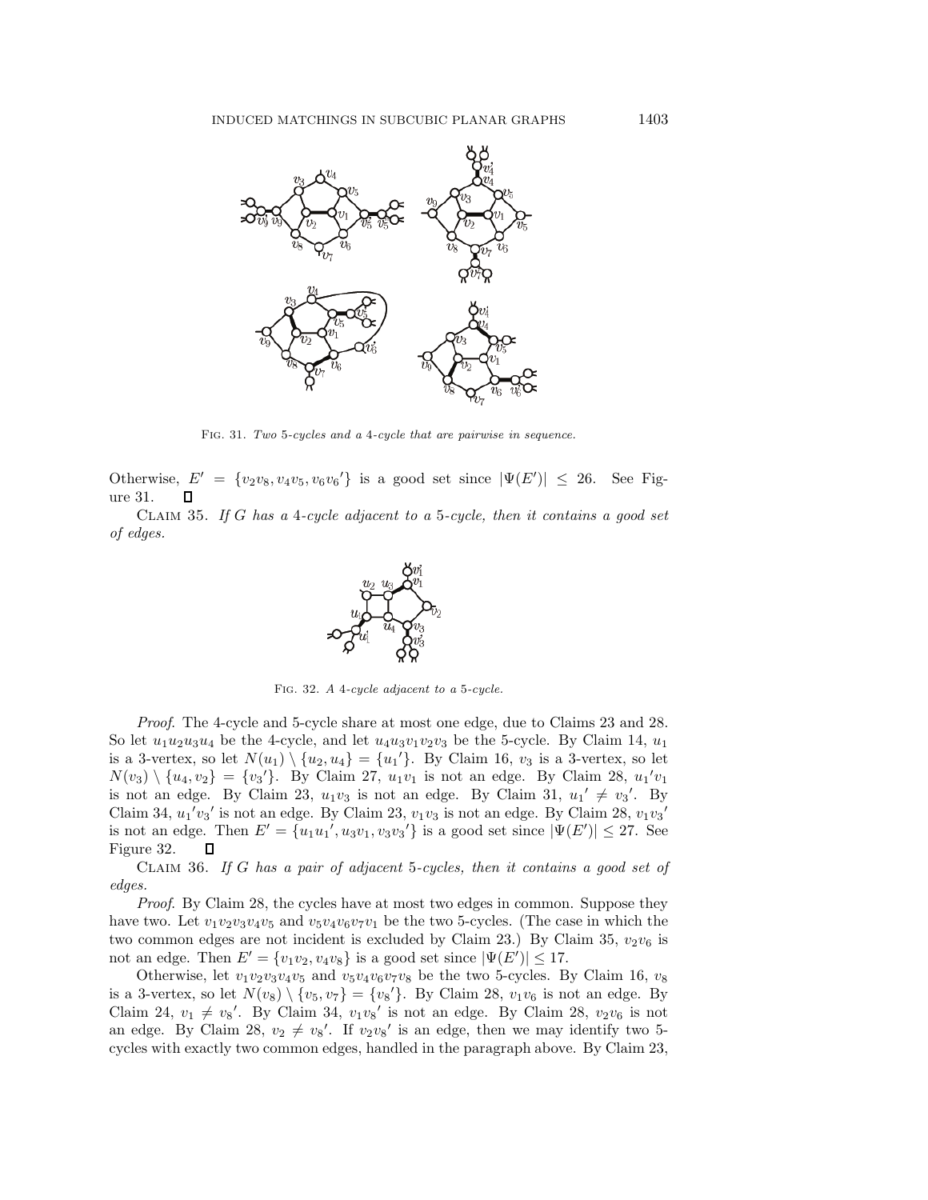Fig. 31. *Two 5-cycles and a 4-cycle that are pairwise in sequence.*

Otherwise, $E' = \{v_2v_8, v_4v_5, v_6v_6'\}$ is a good set since $|\Psi(E')| \leq 26$. See Figure 31. ◻

Claim 35. *If $G$ has a 4-cycle adjacent to a 5-cycle, then it contains a good set of edges.*

Fig. 32. *A 4-cycle adjacent to a 5-cycle.*

*Proof.* The 4-cycle and 5-cycle share at most one edge, due to Claims 23 and 28. So let $u_1u_2u_3u_4$ be the 4-cycle, and let $u_4u_3v_1v_2v_3$ be the 5-cycle. By Claim 14, $u_1$ is a 3-vertex, so let $N(u_1) \setminus \{u_2, u_4\} = \{u_1'\}$. By Claim 16, $v_3$ is a 3-vertex, so let $N(v_3) \setminus \{u_4, v_2\} = \{v_3'\}$. By Claim 27, $u_1v_1$ is not an edge. By Claim 28, $u_1'v_1$ is not an edge. By Claim 23, $u_1v_3$ is not an edge. By Claim 31, $u_1' \neq v_3'$. By Claim 34, $u_1'v_3'$ is not an edge. By Claim 23, $v_1v_3$ is not an edge. By Claim 28, $v_1v_3'$ is not an edge. Then $E' = \{u_1u_1', u_3v_1, v_3v_3'\}$ is a good set since $|\Psi(E')| \leq 27$. See Figure 32. ◻

Claim 36. *If $G$ has a pair of adjacent 5-cycles, then it contains a good set of edges.*

*Proof.* By Claim 28, the cycles have at most two edges in common. Suppose they have two. Let $v_1v_2v_3v_4v_5$ and $v_5v_4v_6v_7v_1$ be the two 5-cycles. (The case in which the two common edges are not incident is excluded by Claim 23.) By Claim 35, $v_2v_6$ is not an edge. Then $E' = \{v_1v_2, v_4v_8\}$ is a good set since $|\Psi(E')| \leq 17$.

Otherwise, let $v_1v_2v_3v_4v_5$ and $v_5v_4v_6v_7v_8$ be the two 5-cycles. By Claim 16, $v_8$ is a 3-vertex, so let $N(v_8) \setminus \{v_5, v_7\} = \{v_8'\}$. By Claim 28, $v_1v_6$ is not an edge. By Claim 24, $v_1 \neq v_8'$. By Claim 34, $v_1v_8'$ is not an edge. By Claim 28, $v_2v_6$ is not an edge. By Claim 28, $v_2 \neq v_8'$. If $v_2v_8'$ is an edge, then we may identify two 5-cycles with exactly two common edges, handled in the paragraph above. By Claim 23,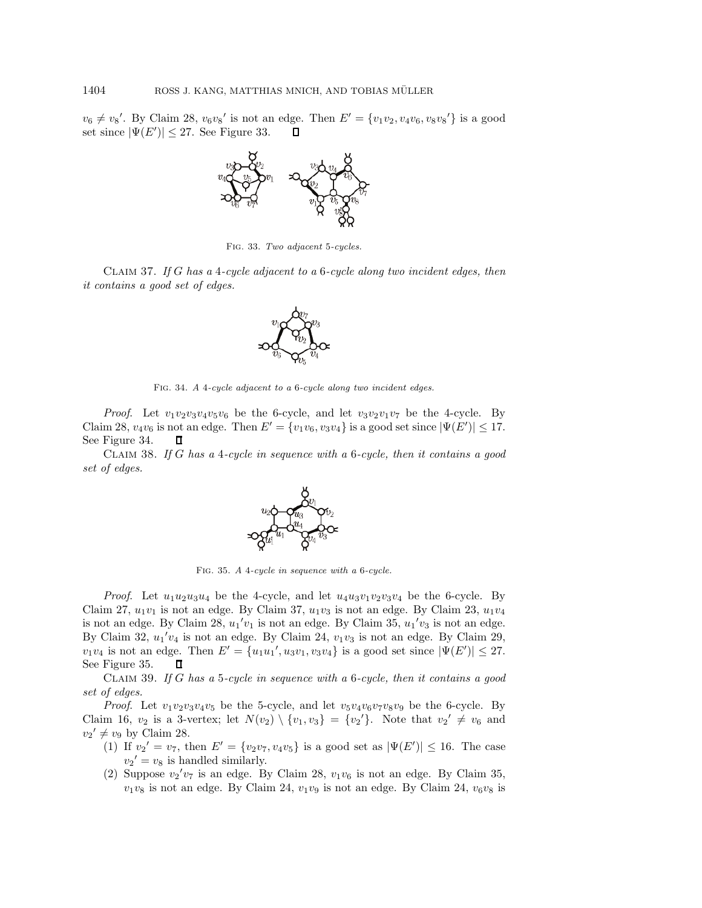$v_6 \neq v_8{}'$. By Claim 28, $v_6v_8{}'$ is not an edge. Then $E' = \{v_1v_2, v_4v_6, v_8v_8{}'\}$ is a good set since $|\Psi(E')| \leq 27$. See Figure 33. ∎

FIG. 33. *Two adjacent 5-cycles.*

CLAIM 37. *If $G$ has a 4-cycle adjacent to a 6-cycle along two incident edges, then it contains a good set of edges.*

FIG. 34. *A 4-cycle adjacent to a 6-cycle along two incident edges.*

*Proof.* Let $v_1v_2v_3v_4v_5v_6$ be the 6-cycle, and let $v_3v_2v_1v_7$ be the 4-cycle. By Claim 28, $v_4v_6$ is not an edge. Then $E' = \{v_1v_6, v_3v_4\}$ is a good set since $|\Psi(E')| \leq 17$. See Figure 34. ∎

CLAIM 38. *If $G$ has a 4-cycle in sequence with a 6-cycle, then it contains a good set of edges.*

FIG. 35. *A 4-cycle in sequence with a 6-cycle.*

*Proof.* Let $u_1u_2u_3u_4$ be the 4-cycle, and let $u_4u_3v_1v_2v_3v_4$ be the 6-cycle. By Claim 27, $u_1v_1$ is not an edge. By Claim 37, $u_1v_3$ is not an edge. By Claim 23, $u_1v_4$ is not an edge. By Claim 28, $u_1{}'v_1$ is not an edge. By Claim 35, $u_1{}'v_3$ is not an edge. By Claim 32, $u_1{}'v_4$ is not an edge. By Claim 24, $v_1v_3$ is not an edge. By Claim 29, $v_1v_4$ is not an edge. Then $E' = \{u_1u_1{}', u_3v_1, v_3v_4\}$ is a good set since $|\Psi(E')| \leq 27$. See Figure 35. ∎

CLAIM 39. *If $G$ has a 5-cycle in sequence with a 6-cycle, then it contains a good set of edges.*

*Proof.* Let $v_1v_2v_3v_4v_5$ be the 5-cycle, and let $v_5v_4v_6v_7v_8v_9$ be the 6-cycle. By Claim 16, $v_2$ is a 3-vertex; let $N(v_2) \setminus \{v_1, v_3\} = \{v_2{}'\}$. Note that $v_2{}' \neq v_6$ and $v_2{}' \neq v_9$ by Claim 28.

1. If $v_2{}' = v_7$, then $E' = \{v_2v_7, v_4v_5\}$ is a good set as $|\Psi(E')| \leq 16$. The case $v_2{}' = v_8$ is handled similarly.
2. Suppose $v_2{}'v_7$ is an edge. By Claim 28, $v_1v_6$ is not an edge. By Claim 35, $v_1v_8$ is not an edge. By Claim 24, $v_1v_9$ is not an edge. By Claim 24, $v_6v_8$ is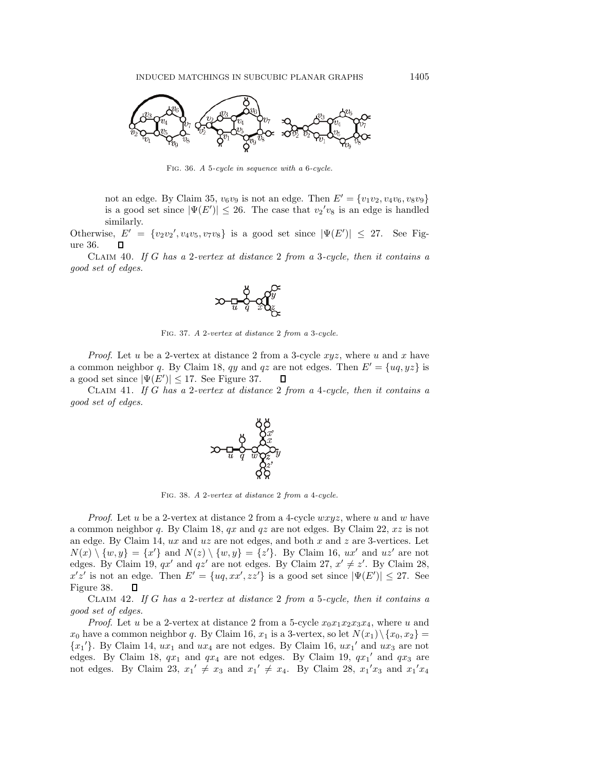Fig. 36. *A 5-cycle in sequence with a 6-cycle.*

not an edge. By Claim 35, $v_6v_9$ is not an edge. Then $E' = \{v_1v_2, v_4v_6, v_8v_9\}$ is a good set since $|\Psi(E')| \leq 26$. The case that $v_2{}'v_8$ is an edge is handled similarly.

Otherwise, $E' = \{v_2v_2{}', v_4v_5, v_7v_8\}$ is a good set since $|\Psi(E')| \leq 27$. See Figure 36. $\square$

Claim 40. *If $G$ has a 2-vertex at distance 2 from a 3-cycle, then it contains a good set of edges.*

Fig. 37. *A 2-vertex at distance 2 from a 3-cycle.*

*Proof.* Let $u$ be a 2-vertex at distance 2 from a 3-cycle $xyz$, where $u$ and $x$ have a common neighbor $q$. By Claim 18, $qy$ and $qz$ are not edges. Then $E' = \{uq, yz\}$ is a good set since $|\Psi(E')| \leq 17$. See Figure 37. $\square$

Claim 41. *If $G$ has a 2-vertex at distance 2 from a 4-cycle, then it contains a good set of edges.*

Fig. 38. *A 2-vertex at distance 2 from a 4-cycle.*

*Proof.* Let $u$ be a 2-vertex at distance 2 from a 4-cycle $wxyz$, where $u$ and $w$ have a common neighbor $q$. By Claim 18, $qx$ and $qz$ are not edges. By Claim 22, $xz$ is not an edge. By Claim 14, $ux$ and $uz$ are not edges, and both $x$ and $z$ are 3-vertices. Let $N(x) \setminus \{w, y\} = \{x'\}$ and $N(z) \setminus \{w, y\} = \{z'\}$. By Claim 16, $ux'$ and $uz'$ are not edges. By Claim 19, $qx'$ and $qz'$ are not edges. By Claim 27, $x' \neq z'$. By Claim 28, $x'z'$ is not an edge. Then $E' = \{uq, xx', zz'\}$ is a good set since $|\Psi(E')| \leq 27$. See Figure 38. $\square$

Claim 42. *If $G$ has a 2-vertex at distance 2 from a 5-cycle, then it contains a good set of edges.*

*Proof.* Let $u$ be a 2-vertex at distance 2 from a 5-cycle $x_0x_1x_2x_3x_4$, where $u$ and $x_0$ have a common neighbor $q$. By Claim 16, $x_1$ is a 3-vertex, so let $N(x_1) \setminus \{x_0, x_2\} = \{x_1{}'\}$. By Claim 14, $ux_1$ and $ux_4$ are not edges. By Claim 16, $ux_1{}'$ and $ux_3$ are not edges. By Claim 18, $qx_1$ and $qx_4$ are not edges. By Claim 19, $qx_1{}'$ and $qx_3$ are not edges. By Claim 23, $x_1{}' \neq x_3$ and $x_1{}' \neq x_4$. By Claim 28, $x_1{}'x_3$ and $x_1{}'x_4$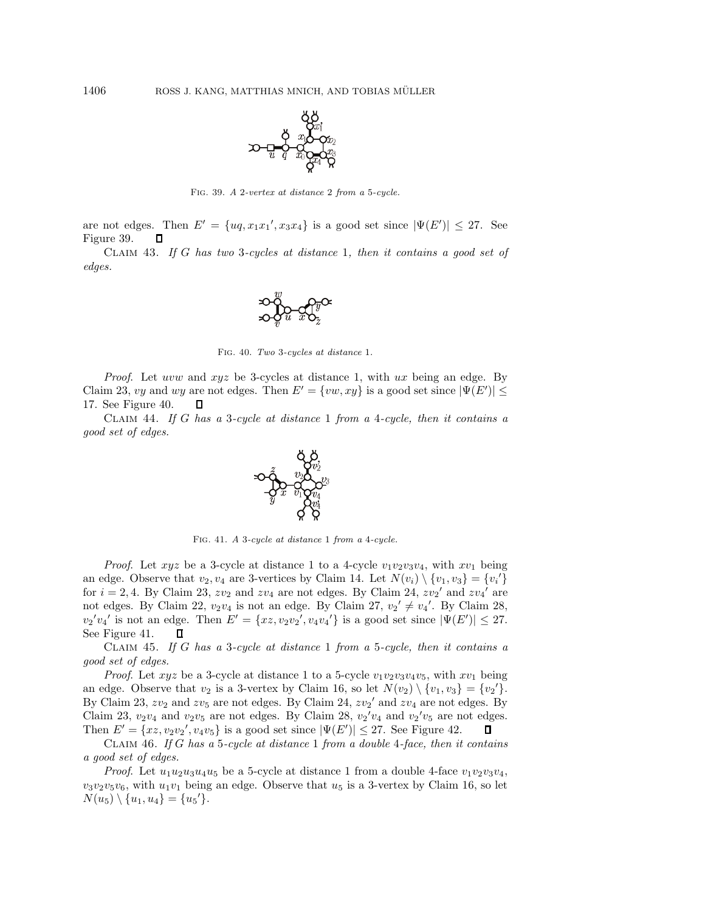FIG. 39. *A 2-vertex at distance 2 from a 5-cycle.*

are not edges. Then $E' = \{uq, x_1x_1', x_3x_4\}$ is a good set since $|\Psi(E')| \leq 27$. See Figure 39. ∎

CLAIM 43. *If G has two 3-cycles at distance 1, then it contains a good set of edges.*

FIG. 40. *Two 3-cycles at distance 1.*

*Proof.* Let $uvw$ and $xyz$ be 3-cycles at distance 1, with $ux$ being an edge. By Claim 23, $vy$ and $wy$ are not edges. Then $E' = \{vw, xy\}$ is a good set since $|\Psi(E')| \leq 17$. See Figure 40. ∎

CLAIM 44. *If G has a 3-cycle at distance 1 from a 4-cycle, then it contains a good set of edges.*

FIG. 41. *A 3-cycle at distance 1 from a 4-cycle.*

*Proof.* Let $xyz$ be a 3-cycle at distance 1 to a 4-cycle $v_1v_2v_3v_4$, with $xv_1$ being an edge. Observe that $v_2, v_4$ are 3-vertices by Claim 14. Let $N(v_i) \setminus \{v_1, v_3\} = \{v_i'\}$ for $i = 2, 4$. By Claim 23, $zv_2$ and $zv_4$ are not edges. By Claim 24, $zv_2'$ and $zv_4'$ are not edges. By Claim 22, $v_2v_4$ is not an edge. By Claim 27, $v_2' \neq v_4'$. By Claim 28, $v_2'v_4'$ is not an edge. Then $E' = \{xz, v_2v_2', v_4v_4'\}$ is a good set since $|\Psi(E')| \leq 27$. See Figure 41. ∎

CLAIM 45. *If G has a 3-cycle at distance 1 from a 5-cycle, then it contains a good set of edges.*

*Proof.* Let $xyz$ be a 3-cycle at distance 1 to a 5-cycle $v_1v_2v_3v_4v_5$, with $xv_1$ being an edge. Observe that $v_2$ is a 3-vertex by Claim 16, so let $N(v_2) \setminus \{v_1, v_3\} = \{v_2'\}$. By Claim 23, $zv_2$ and $zv_5$ are not edges. By Claim 24, $zv_2'$ and $zv_4$ are not edges. By Claim 23, $v_2v_4$ and $v_2v_5$ are not edges. By Claim 28, $v_2'v_4$ and $v_2'v_5$ are not edges. Then $E' = \{xz, v_2v_2', v_4v_5\}$ is a good set since $|\Psi(E')| \leq 27$. See Figure 42. ∎

CLAIM 46. *If G has a 5-cycle at distance 1 from a double 4-face, then it contains a good set of edges.*

*Proof.* Let $u_1u_2u_3u_4u_5$ be a 5-cycle at distance 1 from a double 4-face $v_1v_2v_3v_4$, $v_3v_2v_5v_6$, with $u_1v_1$ being an edge. Observe that $u_5$ is a 3-vertex by Claim 16, so let $N(u_5) \setminus \{u_1, u_4\} = \{u_5'\}$.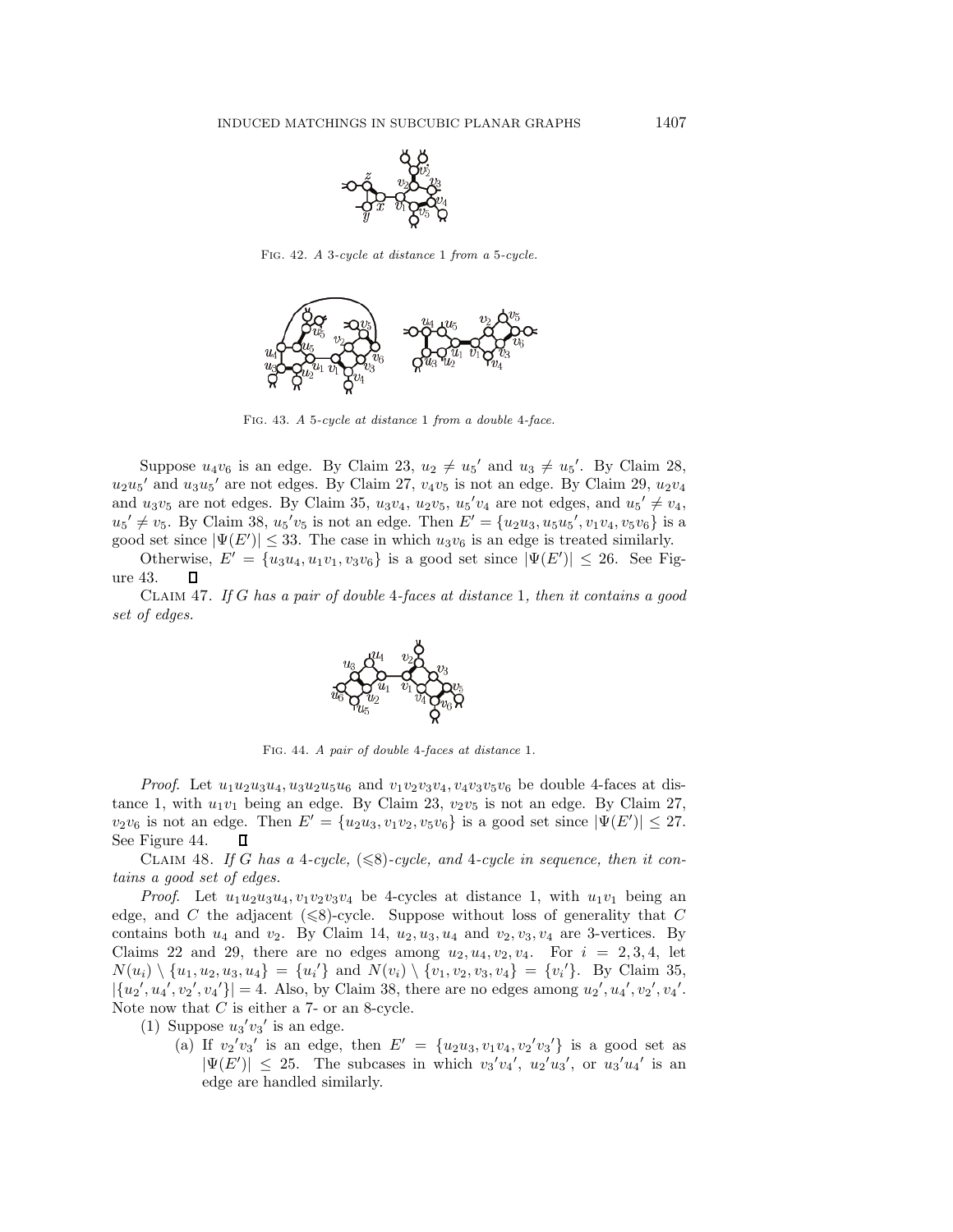Fig. 42. *A 3-cycle at distance 1 from a 5-cycle.*

Fig. 43. *A 5-cycle at distance 1 from a double 4-face.*

Suppose $u_4v_6$ is an edge. By Claim 23, $u_2 \neq u_5{}'$ and $u_3 \neq u_5{}'$. By Claim 28, $u_2u_5{}'$ and $u_3u_5{}'$ are not edges. By Claim 27, $v_4v_5$ is not an edge. By Claim 29, $u_2v_4$ and $u_3v_5$ are not edges. By Claim 35, $u_3v_4$, $u_2v_5$, $u_5{}'v_4$ are not edges, and $u_5{}' \neq v_4$, $u_5{}' \neq v_5$. By Claim 38, $u_5{}'v_5$ is not an edge. Then $E' = \{u_2u_3, u_5u_5{}', v_1v_4, v_5v_6\}$ is a good set since $|\Psi(E')| \leq 33$. The case in which $u_3v_6$ is an edge is treated similarly.

Otherwise, $E' = \{u_3u_4, u_1v_1, v_3v_6\}$ is a good set since $|\Psi(E')| \leq 26$. See Figure 43. $\square$

Claim 47. *If $G$ has a pair of double 4-faces at distance 1, then it contains a good set of edges.*

Fig. 44. *A pair of double 4-faces at distance 1.*

*Proof.* Let $u_1u_2u_3u_4, u_3u_2u_5u_6$ and $v_1v_2v_3v_4, v_4v_3v_5v_6$ be double 4-faces at distance 1, with $u_1v_1$ being an edge. By Claim 23, $v_2v_5$ is not an edge. By Claim 27, $v_2v_6$ is not an edge. Then $E' = \{u_2u_3, v_1v_2, v_5v_6\}$ is a good set since $|\Psi(E')| \leq 27$. See Figure 44. $\square$

Claim 48. *If $G$ has a 4-cycle, $(\leqslant 8)$-cycle, and 4-cycle in sequence, then it contains a good set of edges.*

*Proof.* Let $u_1u_2u_3u_4, v_1v_2v_3v_4$ be 4-cycles at distance 1, with $u_1v_1$ being an edge, and $C$ the adjacent $(\leqslant 8)$-cycle. Suppose without loss of generality that $C$ contains both $u_4$ and $v_2$. By Claim 14, $u_2, u_3, u_4$ and $v_2, v_3, v_4$ are 3-vertices. By Claims 22 and 29, there are no edges among $u_2, u_4, v_2, v_4$. For $i = 2, 3, 4$, let $N(u_i) \setminus \{u_1, u_2, u_3, u_4\} = \{u_i{}'\}$ and $N(v_i) \setminus \{v_1, v_2, v_3, v_4\} = \{v_i{}'\}$. By Claim 35, $|\{u_2{}', u_4{}', v_2{}', v_4{}'\}| = 4$. Also, by Claim 38, there are no edges among $u_2{}', u_4{}', v_2{}', v_4{}'$. Note now that $C$ is either a 7- or an 8-cycle.

(1) Suppose $u_3{}'v_3{}'$ is an edge.

   (a) If $v_2{}'v_3{}'$ is an edge, then $E' = \{u_2u_3, v_1v_4, v_2{}'v_3{}'\}$ is a good set as $|\Psi(E')| \leq 25$. The subcases in which $v_3{}'v_4{}'$, $u_2{}'u_3{}'$, or $u_3{}'u_4{}'$ is an edge are handled similarly.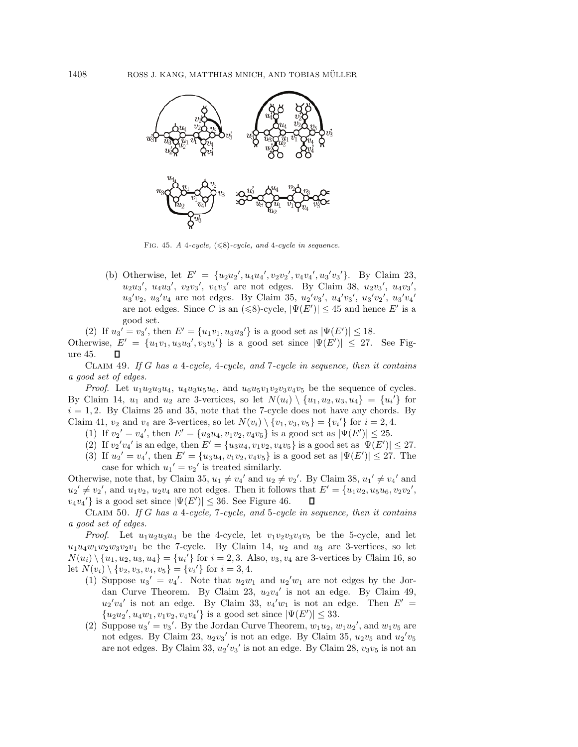FIG. 45. *A 4-cycle, (⩽8)-cycle, and 4-cycle in sequence.*

(b) Otherwise, let $E' = \{u_2u_2', u_4u_4', v_2v_2', v_4v_4', u_3'v_3'\}$. By Claim 23, $u_2u_3'$, $u_4u_3'$, $v_2v_3'$, $v_4v_3'$ are not edges. By Claim 38, $u_2v_3'$, $u_4v_3'$, $u_3'v_2$, $u_3'v_4$ are not edges. By Claim 35, $u_2'v_3'$, $u_4'v_3'$, $u_3'v_2'$, $u_3'v_4'$ are not edges. Since $C$ is an $(\leqslant 8)$-cycle, $|\Psi(E')| \le 45$ and hence $E'$ is a good set.

(2) If $u_3' = v_3'$, then $E' = \{u_1v_1, u_3u_3'\}$ is a good set as $|\Psi(E')| \le 18$. Otherwise, $E' = \{u_1v_1, u_3u_3', v_3v_3'\}$ is a good set since $|\Psi(E')| \le 27$. See Figure 45. ◻

CLAIM 49. *If $G$ has a 4-cycle, 4-cycle, and 7-cycle in sequence, then it contains a good set of edges.*

*Proof.* Let $u_1u_2u_3u_4$, $u_4u_3u_5u_6$, and $u_6u_5v_1v_2v_3v_4v_5$ be the sequence of cycles. By Claim 14, $u_1$ and $u_2$ are 3-vertices, so let $N(u_i) \setminus \{u_1, u_2, u_3, u_4\} = \{u_i'\}$ for $i = 1, 2$. By Claims 25 and 35, note that the 7-cycle does not have any chords. By Claim 41, $v_2$ and $v_4$ are 3-vertices, so let $N(v_i) \setminus \{v_1, v_3, v_5\} = \{v_i'\}$ for $i = 2, 4$.

(1) If $v_2' = v_4'$, then $E' = \{u_3u_4, v_1v_2, v_4v_5\}$ is a good set as $|\Psi(E')| \le 25$.

(2) If $v_2'v_4'$ is an edge, then $E' = \{u_3u_4, v_1v_2, v_4v_5\}$ is a good set as $|\Psi(E')| \le 27$.

(3) If $u_2' = v_4'$, then $E' = \{u_3u_4, v_1v_2, v_4v_5\}$ is a good set as $|\Psi(E')| \le 27$. The case for which $u_1' = v_2'$ is treated similarly.

Otherwise, note that, by Claim 35, $u_1 \neq v_4'$ and $u_2 \neq v_2'$. By Claim 38, $u_1' \neq v_4'$ and $u_2' \neq v_2'$, and $u_1v_2$, $u_2v_4$ are not edges. Then it follows that $E' = \{u_1u_2, u_5u_6, v_2v_2', v_4v_4'\}$ is a good set since $|\Psi(E')| \le 36$. See Figure 46. ◻

CLAIM 50. *If $G$ has a 4-cycle, 7-cycle, and 5-cycle in sequence, then it contains a good set of edges.*

*Proof.* Let $u_1u_2u_3u_4$ be the 4-cycle, let $v_1v_2v_3v_4v_5$ be the 5-cycle, and let $u_1u_4w_1w_2w_3v_2v_1$ be the 7-cycle. By Claim 14, $u_2$ and $u_3$ are 3-vertices, so let $N(u_i) \setminus \{u_1, u_2, u_3, u_4\} = \{u_i'\}$ for $i = 2, 3$. Also, $v_3, v_4$ are 3-vertices by Claim 16, so let $N(v_i) \setminus \{v_2, v_3, v_4, v_5\} = \{v_i'\}$ for $i = 3, 4$.

(1) Suppose $u_3' = v_4'$. Note that $u_2w_1$ and $u_2'w_1$ are not edges by the Jordan Curve Theorem. By Claim 23, $u_2v_4'$ is not an edge. By Claim 49, $u_2'v_4'$ is not an edge. By Claim 33, $v_4'w_1$ is not an edge. Then $E' = \{u_2u_2', u_4w_1, v_1v_2, v_4v_4'\}$ is a good set since $|\Psi(E')| \le 33$.

(2) Suppose $u_3' = v_3'$. By the Jordan Curve Theorem, $w_1u_2$, $w_1u_2'$, and $w_1v_5$ are not edges. By Claim 23, $u_2v_3'$ is not an edge. By Claim 35, $u_2v_5$ and $u_2'v_5$ are not edges. By Claim 33, $u_2'v_3'$ is not an edge. By Claim 28, $v_3v_5$ is not an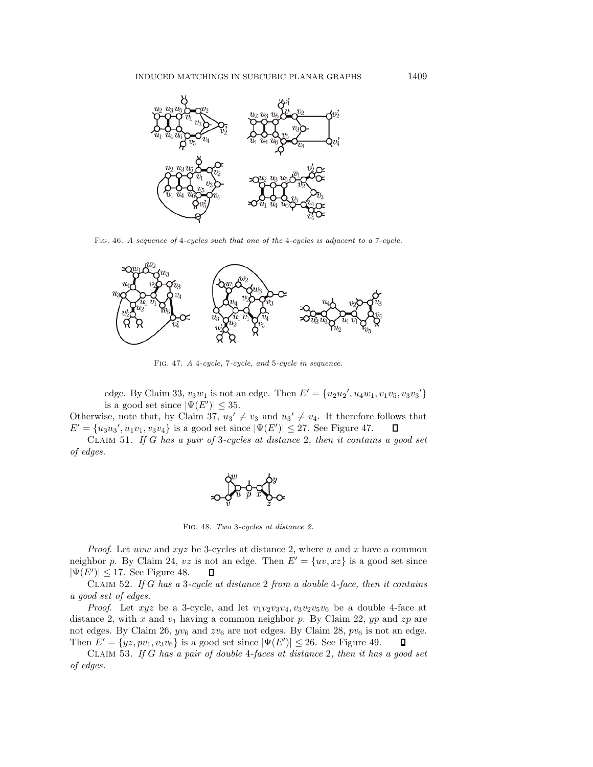Fig. 46. *A sequence of* 4*-cycles such that one of the* 4*-cycles is adjacent to a* 7*-cycle.*

Fig. 47. *A* 4*-cycle,* 7*-cycle, and* 5*-cycle in sequence.*

edge. By Claim 33, $v_3w_1$ is not an edge. Then $E' = \{u_2u_2{}', u_4w_1, v_1v_5, v_3v_3{}'\}$ is a good set since $|\Psi(E')| \leq 35$.

Otherwise, note that, by Claim 37, $u_3{}' \neq v_3$ and $u_3{}' \neq v_4$. It therefore follows that $E' = \{u_3u_3{}', u_1v_1, v_3v_4\}$ is a good set since $|\Psi(E')| \leq 27$. See Figure 47. ◻

Claim 51. *If* $G$ *has a pair of* 3*-cycles at distance* 2*, then it contains a good set of edges.*

Fig. 48. *Two* 3*-cycles at distance* 2*.*

*Proof.* Let $uvw$ and $xyz$ be 3-cycles at distance 2, where $u$ and $x$ have a common neighbor $p$. By Claim 24, $vz$ is not an edge. Then $E' = \{uv, xz\}$ is a good set since $|\Psi(E')| \leq 17$. See Figure 48. ◻

Claim 52. *If* $G$ *has a* 3*-cycle at distance* 2 *from a double* 4*-face, then it contains a good set of edges.*

*Proof.* Let $xyz$ be a 3-cycle, and let $v_1v_2v_3v_4, v_3v_2v_5v_6$ be a double 4-face at distance 2, with $x$ and $v_1$ having a common neighbor $p$. By Claim 22, $yp$ and $zp$ are not edges. By Claim 26, $yv_6$ and $zv_6$ are not edges. By Claim 28, $pv_6$ is not an edge. Then $E' = \{yz, pv_1, v_3v_6\}$ is a good set since $|\Psi(E')| \leq 26$. See Figure 49. ◻

Claim 53. *If* $G$ *has a pair of double* 4*-faces at distance* 2*, then it has a good set of edges.*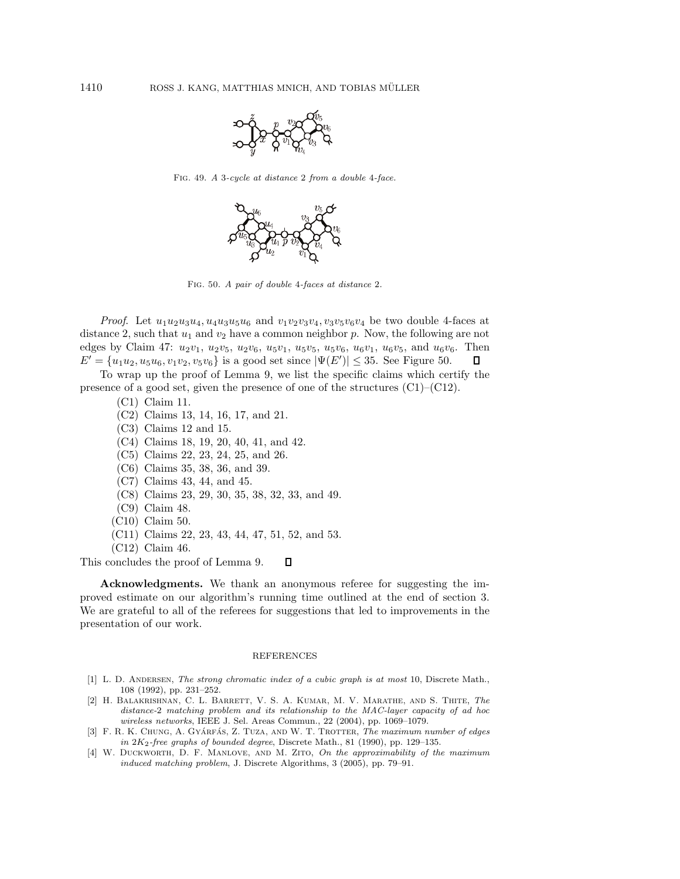Fig. 49. *A 3-cycle at distance 2 from a double 4-face.*

Fig. 50. *A pair of double 4-faces at distance 2.*

*Proof.* Let $u_1u_2u_3u_4, u_4u_3u_5u_6$ and $v_1v_2v_3v_4, v_3v_5v_6v_4$ be two double 4-faces at distance 2, such that $u_1$ and $v_2$ have a common neighbor $p$. Now, the following are not edges by Claim 47: $u_2v_1$, $u_2v_5$, $u_2v_6$, $u_5v_1$, $u_5v_5$, $u_5v_6$, $u_6v_1$, $u_6v_5$, and $u_6v_6$. Then $E' = \{u_1u_2, u_5u_6, v_1v_2, v_5v_6\}$ is a good set since $|\Psi(E')| \leq 35$. See Figure 50. $\square$

To wrap up the proof of Lemma 9, we list the specific claims which certify the presence of a good set, given the presence of one of the structures (C1)–(C12).

- (C1) Claim 11.
- (C2) Claims 13, 14, 16, 17, and 21.
- (C3) Claims 12 and 15.
- (C4) Claims 18, 19, 20, 40, 41, and 42.
- (C5) Claims 22, 23, 24, 25, and 26.
- (C6) Claims 35, 38, 36, and 39.
- (C7) Claims 43, 44, and 45.
- (C8) Claims 23, 29, 30, 35, 38, 32, 33, and 49.
- (C9) Claim 48.
- (C10) Claim 50.
- (C11) Claims 22, 23, 43, 44, 47, 51, 52, and 53.
- (C12) Claim 46.

This concludes the proof of Lemma 9. $\square$

**Acknowledgments.** We thank an anonymous referee for suggesting the improved estimate on our algorithm's running time outlined at the end of section 3. We are grateful to all of the referees for suggestions that led to improvements in the presentation of our work.

## REFERENCES

[1] L. D. Andersen, *The strong chromatic index of a cubic graph is at most* 10, Discrete Math., 108 (1992), pp. 231–252.

[2] H. Balakrishnan, C. L. Barrett, V. S. A. Kumar, M. V. Marathe, and S. Thite, *The distance-2 matching problem and its relationship to the MAC-layer capacity of ad hoc wireless networks*, IEEE J. Sel. Areas Commun., 22 (2004), pp. 1069–1079.

[3] F. R. K. Chung, A. Gyárfás, Z. Tuza, and W. T. Trotter, *The maximum number of edges in* $2K_2$*-free graphs of bounded degree*, Discrete Math., 81 (1990), pp. 129–135.

[4] W. Duckworth, D. F. Manlove, and M. Zito, *On the approximability of the maximum induced matching problem*, J. Discrete Algorithms, 3 (2005), pp. 79–91.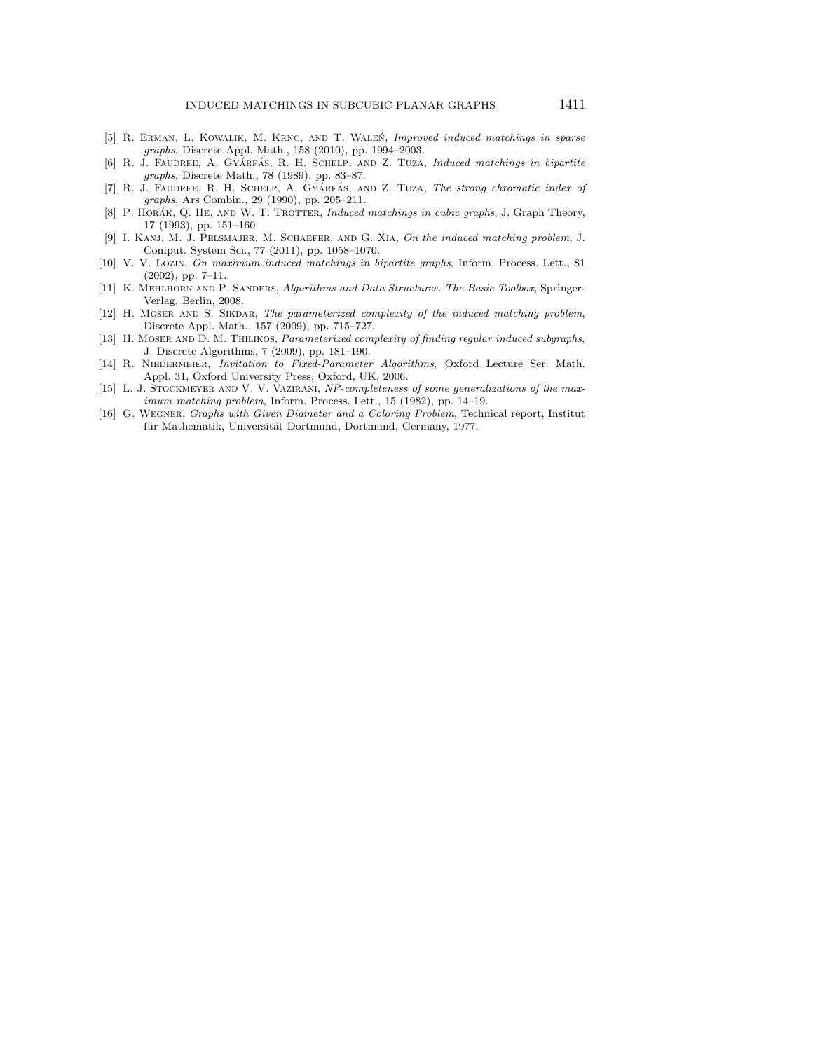[5] R. Erman, Ł. Kowalik, M. Krnc, and T. Waleń, *Improved induced matchings in sparse graphs*, Discrete Appl. Math., 158 (2010), pp. 1994–2003.

[6] R. J. Faudree, A. Gyárfás, R. H. Schelp, and Z. Tuza, *Induced matchings in bipartite graphs*, Discrete Math., 78 (1989), pp. 83–87.

[7] R. J. Faudree, R. H. Schelp, A. Gyárfás, and Z. Tuza, *The strong chromatic index of graphs*, Ars Combin., 29 (1990), pp. 205–211.

[8] P. Horák, Q. He, and W. T. Trotter, *Induced matchings in cubic graphs*, J. Graph Theory, 17 (1993), pp. 151–160.

[9] I. Kanj, M. J. Pelsmajer, M. Schaefer, and G. Xia, *On the induced matching problem*, J. Comput. System Sci., 77 (2011), pp. 1058–1070.

[10] V. V. Lozin, *On maximum induced matchings in bipartite graphs*, Inform. Process. Lett., 81 (2002), pp. 7–11.

[11] K. Mehlhorn and P. Sanders, *Algorithms and Data Structures. The Basic Toolbox*, Springer-Verlag, Berlin, 2008.

[12] H. Moser and S. Sikdar, *The parameterized complexity of the induced matching problem*, Discrete Appl. Math., 157 (2009), pp. 715–727.

[13] H. Moser and D. M. Thilikos, *Parameterized complexity of finding regular induced subgraphs*, J. Discrete Algorithms, 7 (2009), pp. 181–190.

[14] R. Niedermeier, *Invitation to Fixed-Parameter Algorithms*, Oxford Lecture Ser. Math. Appl. 31, Oxford University Press, Oxford, UK, 2006.

[15] L. J. Stockmeyer and V. V. Vazirani, *NP-completeness of some generalizations of the maximum matching problem*, Inform. Process. Lett., 15 (1982), pp. 14–19.

[16] G. Wegner, *Graphs with Given Diameter and a Coloring Problem*, Technical report, Institut für Mathematik, Universität Dortmund, Dortmund, Germany, 1977.